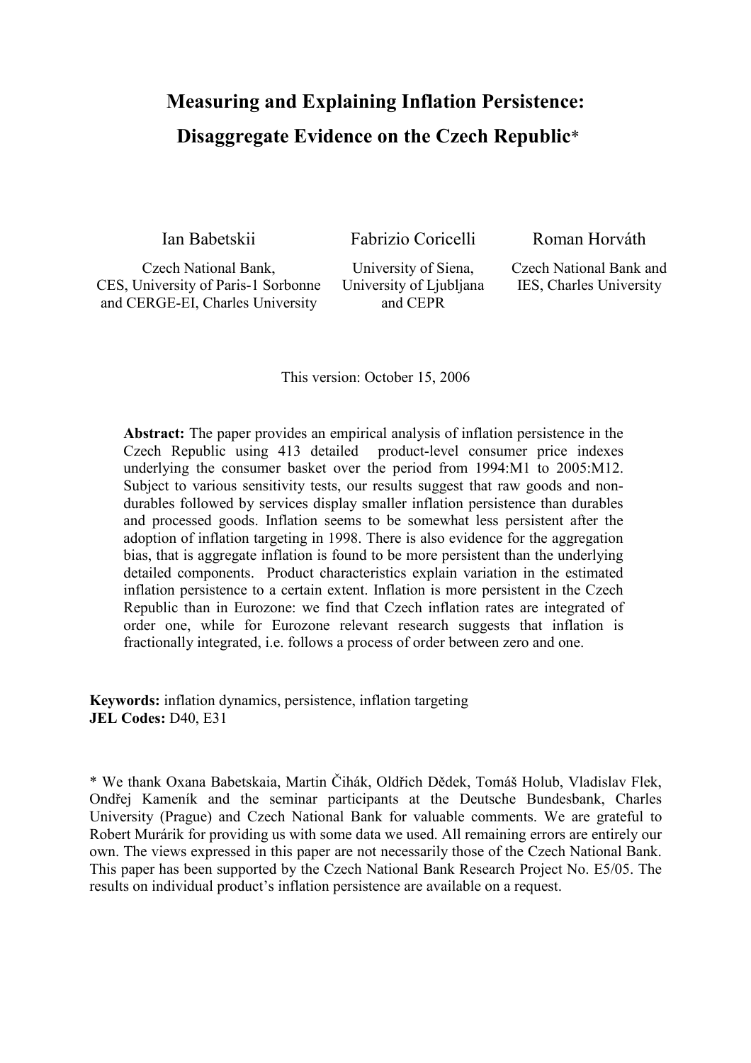# Measuring and Explaining Inflation Persistence: Disaggregate Evidence on the Czech Republic*

| Ian Babetskii | Fabrizio Coricelli | Roman Horváth |
|---|---|---|
| Czech National Bank, CES, University of Paris-1 Sorbonne and CERGE-EI, Charles University | University of Siena, University of Ljubljana and CEPR | Czech National Bank and IES, Charles University |

This version: October 15, 2006

**Abstract:** The paper provides an empirical analysis of inflation persistence in the Czech Republic using 413 detailed product-level consumer price indexes underlying the consumer basket over the period from 1994:M1 to 2005:M12. Subject to various sensitivity tests, our results suggest that raw goods and non-durables followed by services display smaller inflation persistence than durables and processed goods. Inflation seems to be somewhat less persistent after the adoption of inflation targeting in 1998. There is also evidence for the aggregation bias, that is aggregate inflation is found to be more persistent than the underlying detailed components. Product characteristics explain variation in the estimated inflation persistence to a certain extent. Inflation is more persistent in the Czech Republic than in Eurozone: we find that Czech inflation rates are integrated of order one, while for Eurozone relevant research suggests that inflation is fractionally integrated, i.e. follows a process of order between zero and one.

**Keywords:** inflation dynamics, persistence, inflation targeting
**JEL Codes:** D40, E31

\* We thank Oxana Babetskaia, Martin Čihák, Oldřich Dědek, Tomáš Holub, Vladislav Flek, Ondřej Kameník and the seminar participants at the Deutsche Bundesbank, Charles University (Prague) and Czech National Bank for valuable comments. We are grateful to Robert Murárik for providing us with some data we used. All remaining errors are entirely our own. The views expressed in this paper are not necessarily those of the Czech National Bank. This paper has been supported by the Czech National Bank Research Project No. E5/05. The results on individual product's inflation persistence are available on a request.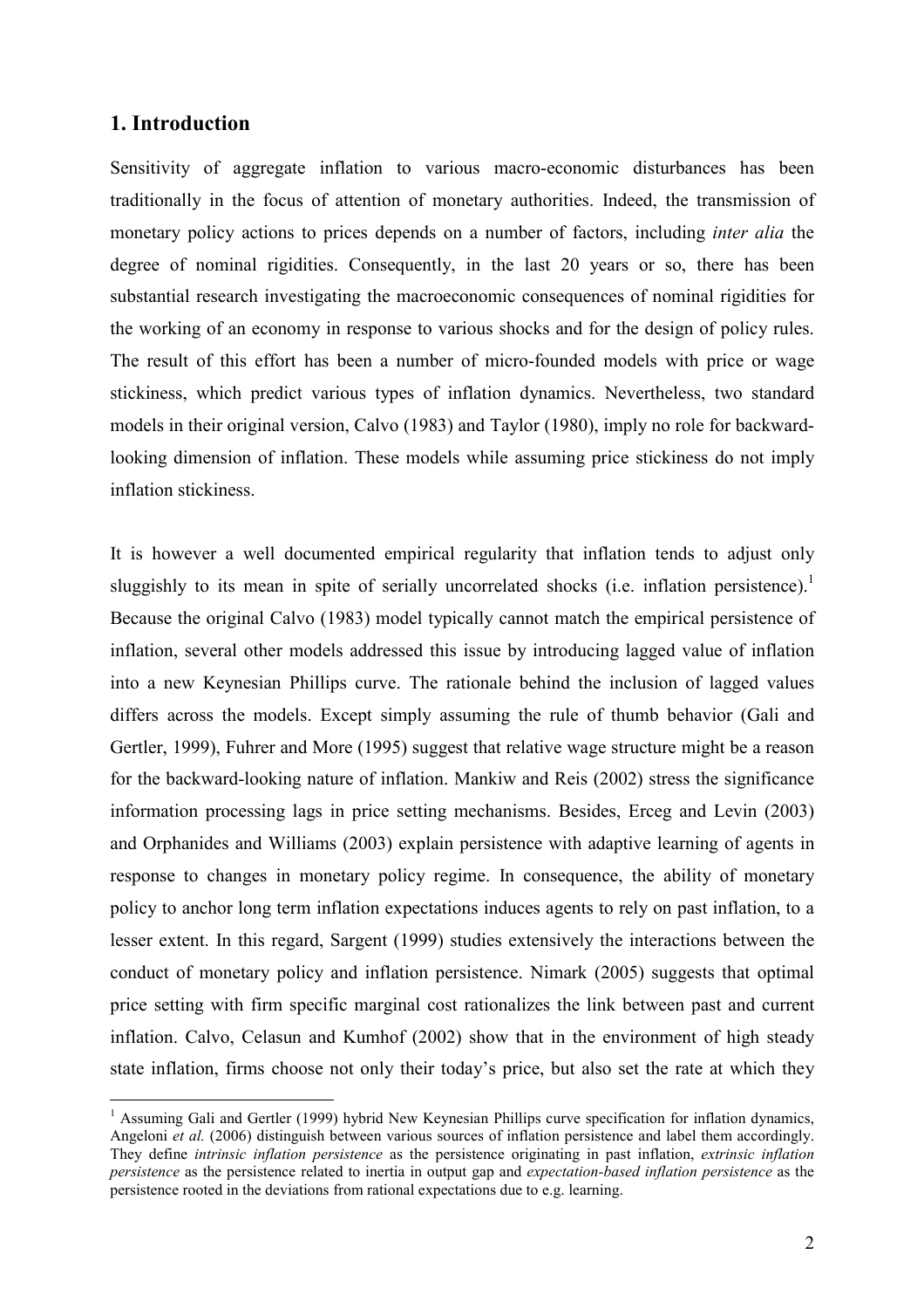## 1. Introduction

Sensitivity of aggregate inflation to various macro-economic disturbances has been traditionally in the focus of attention of monetary authorities. Indeed, the transmission of monetary policy actions to prices depends on a number of factors, including *inter alia* the degree of nominal rigidities. Consequently, in the last 20 years or so, there has been substantial research investigating the macroeconomic consequences of nominal rigidities for the working of an economy in response to various shocks and for the design of policy rules. The result of this effort has been a number of micro-founded models with price or wage stickiness, which predict various types of inflation dynamics. Nevertheless, two standard models in their original version, Calvo (1983) and Taylor (1980), imply no role for backward-looking dimension of inflation. These models while assuming price stickiness do not imply inflation stickiness.

It is however a well documented empirical regularity that inflation tends to adjust only sluggishly to its mean in spite of serially uncorrelated shocks (i.e. inflation persistence).[1] Because the original Calvo (1983) model typically cannot match the empirical persistence of inflation, several other models addressed this issue by introducing lagged value of inflation into a new Keynesian Phillips curve. The rationale behind the inclusion of lagged values differs across the models. Except simply assuming the rule of thumb behavior (Gali and Gertler, 1999), Fuhrer and More (1995) suggest that relative wage structure might be a reason for the backward-looking nature of inflation. Mankiw and Reis (2002) stress the significance information processing lags in price setting mechanisms. Besides, Erceg and Levin (2003) and Orphanides and Williams (2003) explain persistence with adaptive learning of agents in response to changes in monetary policy regime. In consequence, the ability of monetary policy to anchor long term inflation expectations induces agents to rely on past inflation, to a lesser extent. In this regard, Sargent (1999) studies extensively the interactions between the conduct of monetary policy and inflation persistence. Nimark (2005) suggests that optimal price setting with firm specific marginal cost rationalizes the link between past and current inflation. Calvo, Celasun and Kumhof (2002) show that in the environment of high steady state inflation, firms choose not only their today's price, but also set the rate at which they

[1] Assuming Gali and Gertler (1999) hybrid New Keynesian Phillips curve specification for inflation dynamics, Angeloni *et al.* (2006) distinguish between various sources of inflation persistence and label them accordingly. They define *intrinsic inflation persistence* as the persistence originating in past inflation, *extrinsic inflation persistence* as the persistence related to inertia in output gap and *expectation-based inflation persistence* as the persistence rooted in the deviations from rational expectations due to e.g. learning.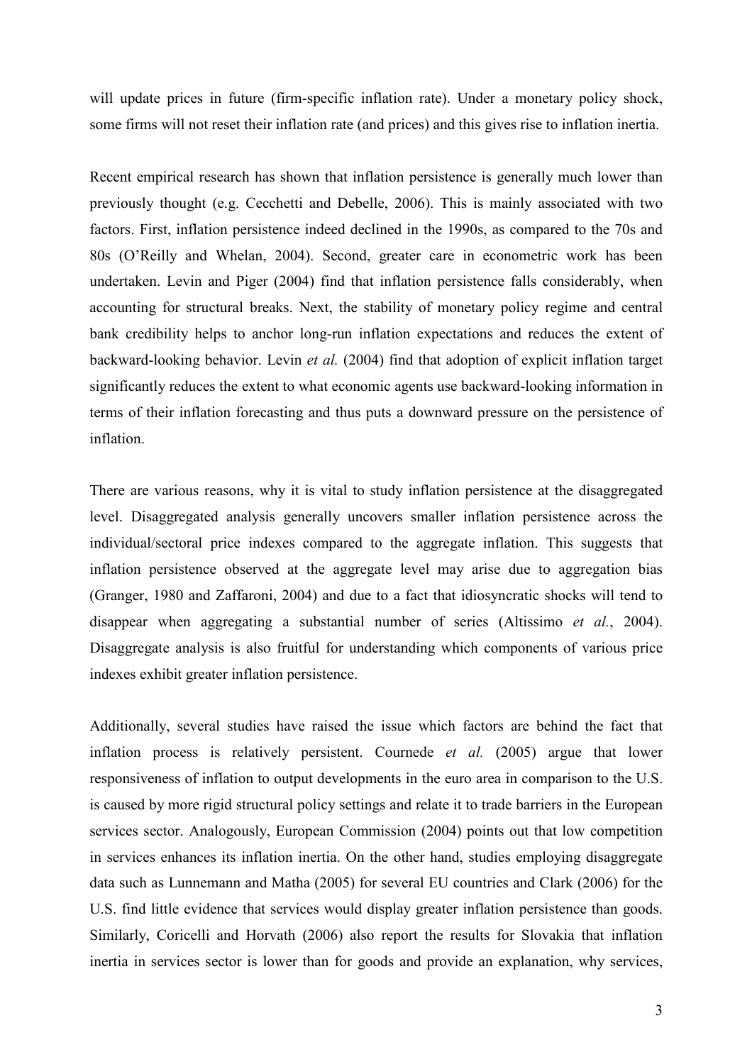will update prices in future (firm-specific inflation rate). Under a monetary policy shock, some firms will not reset their inflation rate (and prices) and this gives rise to inflation inertia.

Recent empirical research has shown that inflation persistence is generally much lower than previously thought (e.g. Cecchetti and Debelle, 2006). This is mainly associated with two factors. First, inflation persistence indeed declined in the 1990s, as compared to the 70s and 80s (O'Reilly and Whelan, 2004). Second, greater care in econometric work has been undertaken. Levin and Piger (2004) find that inflation persistence falls considerably, when accounting for structural breaks. Next, the stability of monetary policy regime and central bank credibility helps to anchor long-run inflation expectations and reduces the extent of backward-looking behavior. Levin *et al.* (2004) find that adoption of explicit inflation target significantly reduces the extent to what economic agents use backward-looking information in terms of their inflation forecasting and thus puts a downward pressure on the persistence of inflation.

There are various reasons, why it is vital to study inflation persistence at the disaggregated level. Disaggregated analysis generally uncovers smaller inflation persistence across the individual/sectoral price indexes compared to the aggregate inflation. This suggests that inflation persistence observed at the aggregate level may arise due to aggregation bias (Granger, 1980 and Zaffaroni, 2004) and due to a fact that idiosyncratic shocks will tend to disappear when aggregating a substantial number of series (Altissimo *et al.*, 2004). Disaggregate analysis is also fruitful for understanding which components of various price indexes exhibit greater inflation persistence.

Additionally, several studies have raised the issue which factors are behind the fact that inflation process is relatively persistent. Cournede *et al.* (2005) argue that lower responsiveness of inflation to output developments in the euro area in comparison to the U.S. is caused by more rigid structural policy settings and relate it to trade barriers in the European services sector. Analogously, European Commission (2004) points out that low competition in services enhances its inflation inertia. On the other hand, studies employing disaggregate data such as Lunnemann and Matha (2005) for several EU countries and Clark (2006) for the U.S. find little evidence that services would display greater inflation persistence than goods. Similarly, Coricelli and Horvath (2006) also report the results for Slovakia that inflation inertia in services sector is lower than for goods and provide an explanation, why services,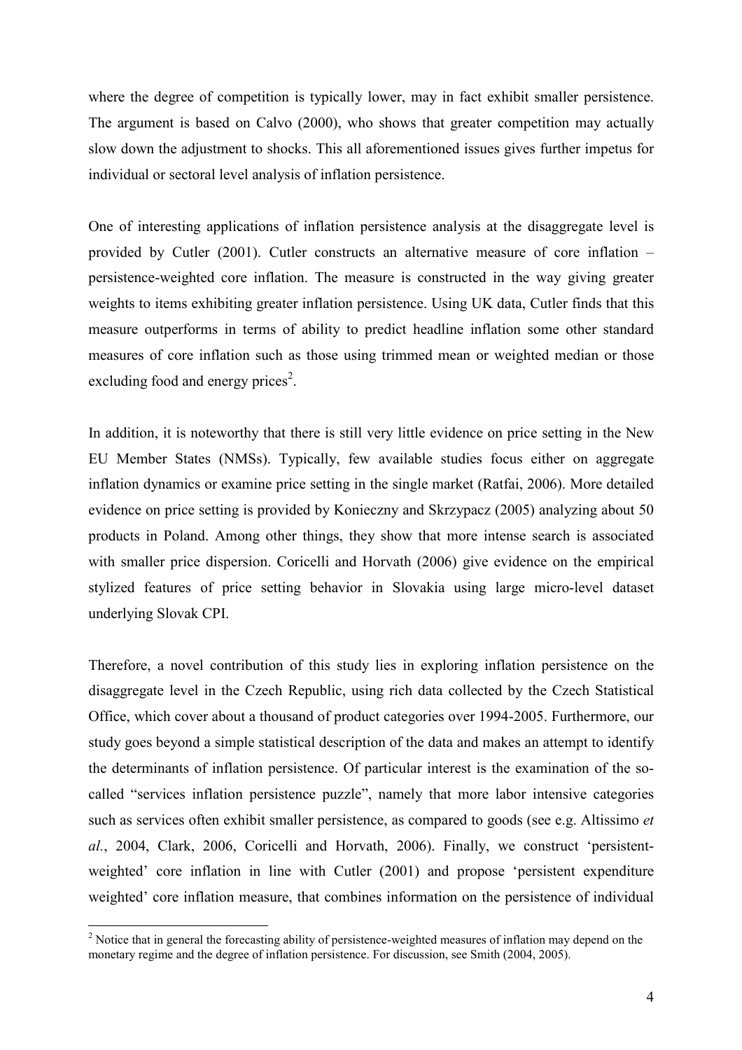where the degree of competition is typically lower, may in fact exhibit smaller persistence. The argument is based on Calvo (2000), who shows that greater competition may actually slow down the adjustment to shocks. This all aforementioned issues gives further impetus for individual or sectoral level analysis of inflation persistence.

One of interesting applications of inflation persistence analysis at the disaggregate level is provided by Cutler (2001). Cutler constructs an alternative measure of core inflation – persistence-weighted core inflation. The measure is constructed in the way giving greater weights to items exhibiting greater inflation persistence. Using UK data, Cutler finds that this measure outperforms in terms of ability to predict headline inflation some other standard measures of core inflation such as those using trimmed mean or weighted median or those excluding food and energy prices[2].

In addition, it is noteworthy that there is still very little evidence on price setting in the New EU Member States (NMSs). Typically, few available studies focus either on aggregate inflation dynamics or examine price setting in the single market (Ratfai, 2006). More detailed evidence on price setting is provided by Konieczny and Skrzypacz (2005) analyzing about 50 products in Poland. Among other things, they show that more intense search is associated with smaller price dispersion. Coricelli and Horvath (2006) give evidence on the empirical stylized features of price setting behavior in Slovakia using large micro-level dataset underlying Slovak CPI.

Therefore, a novel contribution of this study lies in exploring inflation persistence on the disaggregate level in the Czech Republic, using rich data collected by the Czech Statistical Office, which cover about a thousand of product categories over 1994-2005. Furthermore, our study goes beyond a simple statistical description of the data and makes an attempt to identify the determinants of inflation persistence. Of particular interest is the examination of the so-called "services inflation persistence puzzle", namely that more labor intensive categories such as services often exhibit smaller persistence, as compared to goods (see e.g. Altissimo *et al.*, 2004, Clark, 2006, Coricelli and Horvath, 2006). Finally, we construct 'persistent-weighted' core inflation in line with Cutler (2001) and propose 'persistent expenditure weighted' core inflation measure, that combines information on the persistence of individual

[2] Notice that in general the forecasting ability of persistence-weighted measures of inflation may depend on the monetary regime and the degree of inflation persistence. For discussion, see Smith (2004, 2005).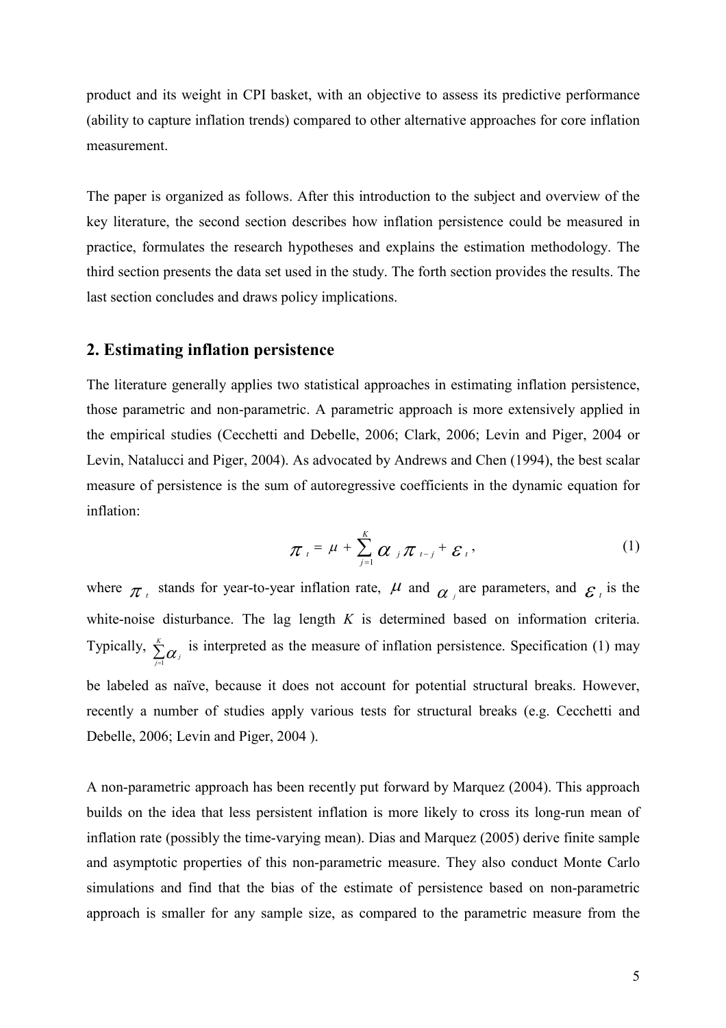product and its weight in CPI basket, with an objective to assess its predictive performance (ability to capture inflation trends) compared to other alternative approaches for core inflation measurement.

The paper is organized as follows. After this introduction to the subject and overview of the key literature, the second section describes how inflation persistence could be measured in practice, formulates the research hypotheses and explains the estimation methodology. The third section presents the data set used in the study. The forth section provides the results. The last section concludes and draws policy implications.

## 2. Estimating inflation persistence

The literature generally applies two statistical approaches in estimating inflation persistence, those parametric and non-parametric. A parametric approach is more extensively applied in the empirical studies (Cecchetti and Debelle, 2006; Clark, 2006; Levin and Piger, 2004 or Levin, Natalucci and Piger, 2004). As advocated by Andrews and Chen (1994), the best scalar measure of persistence is the sum of autoregressive coefficients in the dynamic equation for inflation:

$$\pi_t = \mu + \sum_{j=1}^{K} \alpha_j \pi_{t-j} + \varepsilon_t , \tag{1}$$

where $\pi_t$ stands for year-to-year inflation rate, $\mu$ and $\alpha_j$ are parameters, and $\varepsilon_t$ is the white-noise disturbance. The lag length *K* is determined based on information criteria. Typically, $\sum_{j=1}^{K} \alpha_j$ is interpreted as the measure of inflation persistence. Specification (1) may be labeled as naïve, because it does not account for potential structural breaks. However, recently a number of studies apply various tests for structural breaks (e.g. Cecchetti and Debelle, 2006; Levin and Piger, 2004 ).

A non-parametric approach has been recently put forward by Marquez (2004). This approach builds on the idea that less persistent inflation is more likely to cross its long-run mean of inflation rate (possibly the time-varying mean). Dias and Marquez (2005) derive finite sample and asymptotic properties of this non-parametric measure. They also conduct Monte Carlo simulations and find that the bias of the estimate of persistence based on non-parametric approach is smaller for any sample size, as compared to the parametric measure from the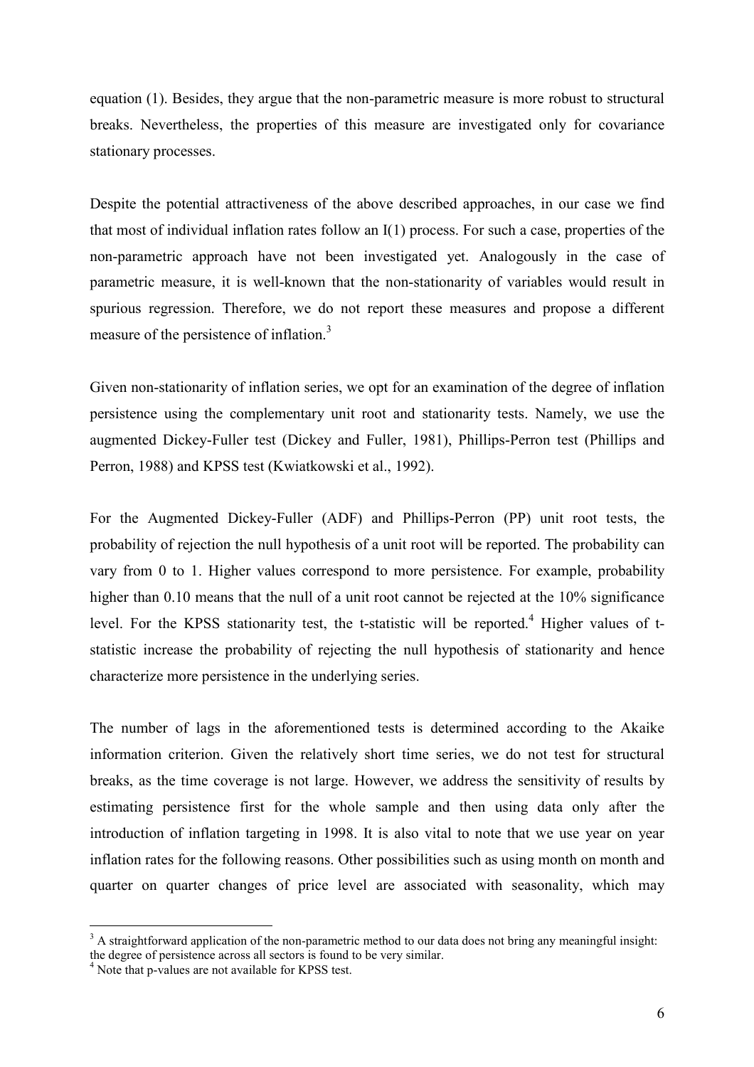equation (1). Besides, they argue that the non-parametric measure is more robust to structural breaks. Nevertheless, the properties of this measure are investigated only for covariance stationary processes.

Despite the potential attractiveness of the above described approaches, in our case we find that most of individual inflation rates follow an I(1) process. For such a case, properties of the non-parametric approach have not been investigated yet. Analogously in the case of parametric measure, it is well-known that the non-stationarity of variables would result in spurious regression. Therefore, we do not report these measures and propose a different measure of the persistence of inflation.[3]

Given non-stationarity of inflation series, we opt for an examination of the degree of inflation persistence using the complementary unit root and stationarity tests. Namely, we use the augmented Dickey-Fuller test (Dickey and Fuller, 1981), Phillips-Perron test (Phillips and Perron, 1988) and KPSS test (Kwiatkowski et al., 1992).

For the Augmented Dickey-Fuller (ADF) and Phillips-Perron (PP) unit root tests, the probability of rejection the null hypothesis of a unit root will be reported. The probability can vary from 0 to 1. Higher values correspond to more persistence. For example, probability higher than 0.10 means that the null of a unit root cannot be rejected at the 10% significance level. For the KPSS stationarity test, the t-statistic will be reported.[4] Higher values of t-statistic increase the probability of rejecting the null hypothesis of stationarity and hence characterize more persistence in the underlying series.

The number of lags in the aforementioned tests is determined according to the Akaike information criterion. Given the relatively short time series, we do not test for structural breaks, as the time coverage is not large. However, we address the sensitivity of results by estimating persistence first for the whole sample and then using data only after the introduction of inflation targeting in 1998. It is also vital to note that we use year on year inflation rates for the following reasons. Other possibilities such as using month on month and quarter on quarter changes of price level are associated with seasonality, which may

[3] A straightforward application of the non-parametric method to our data does not bring any meaningful insight: the degree of persistence across all sectors is found to be very similar.

[4] Note that p-values are not available for KPSS test.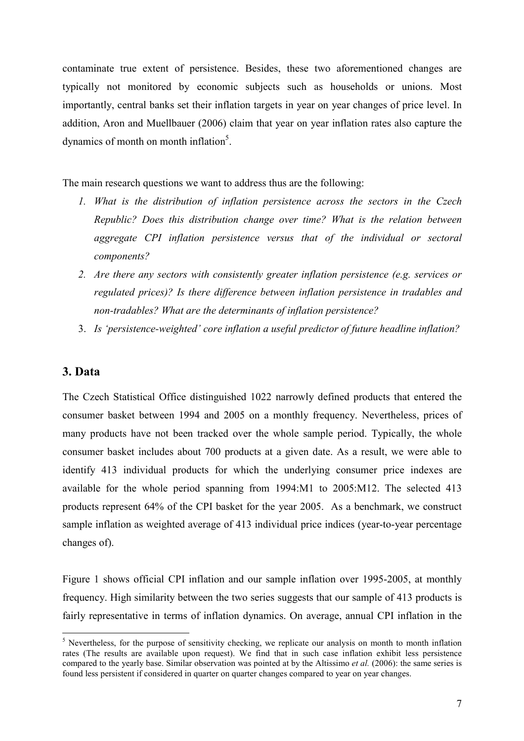contaminate true extent of persistence. Besides, these two aforementioned changes are typically not monitored by economic subjects such as households or unions. Most importantly, central banks set their inflation targets in year on year changes of price level. In addition, Aron and Muellbauer (2006) claim that year on year inflation rates also capture the dynamics of month on month inflation[5].

The main research questions we want to address thus are the following:

1. *What is the distribution of inflation persistence across the sectors in the Czech Republic? Does this distribution change over time? What is the relation between aggregate CPI inflation persistence versus that of the individual or sectoral components?*
2. *Are there any sectors with consistently greater inflation persistence (e.g. services or regulated prices)? Is there difference between inflation persistence in tradables and non-tradables? What are the determinants of inflation persistence?*
3. *Is 'persistence-weighted' core inflation a useful predictor of future headline inflation?*

## 3. Data

The Czech Statistical Office distinguished 1022 narrowly defined products that entered the consumer basket between 1994 and 2005 on a monthly frequency. Nevertheless, prices of many products have not been tracked over the whole sample period. Typically, the whole consumer basket includes about 700 products at a given date. As a result, we were able to identify 413 individual products for which the underlying consumer price indexes are available for the whole period spanning from 1994:M1 to 2005:M12. The selected 413 products represent 64% of the CPI basket for the year 2005. As a benchmark, we construct sample inflation as weighted average of 413 individual price indices (year-to-year percentage changes of).

Figure 1 shows official CPI inflation and our sample inflation over 1995-2005, at monthly frequency. High similarity between the two series suggests that our sample of 413 products is fairly representative in terms of inflation dynamics. On average, annual CPI inflation in the

---

[5] Nevertheless, for the purpose of sensitivity checking, we replicate our analysis on month to month inflation rates (The results are available upon request). We find that in such case inflation exhibit less persistence compared to the yearly base. Similar observation was pointed at by the Altissimo *et al.* (2006): the same series is found less persistent if considered in quarter on quarter changes compared to year on year changes.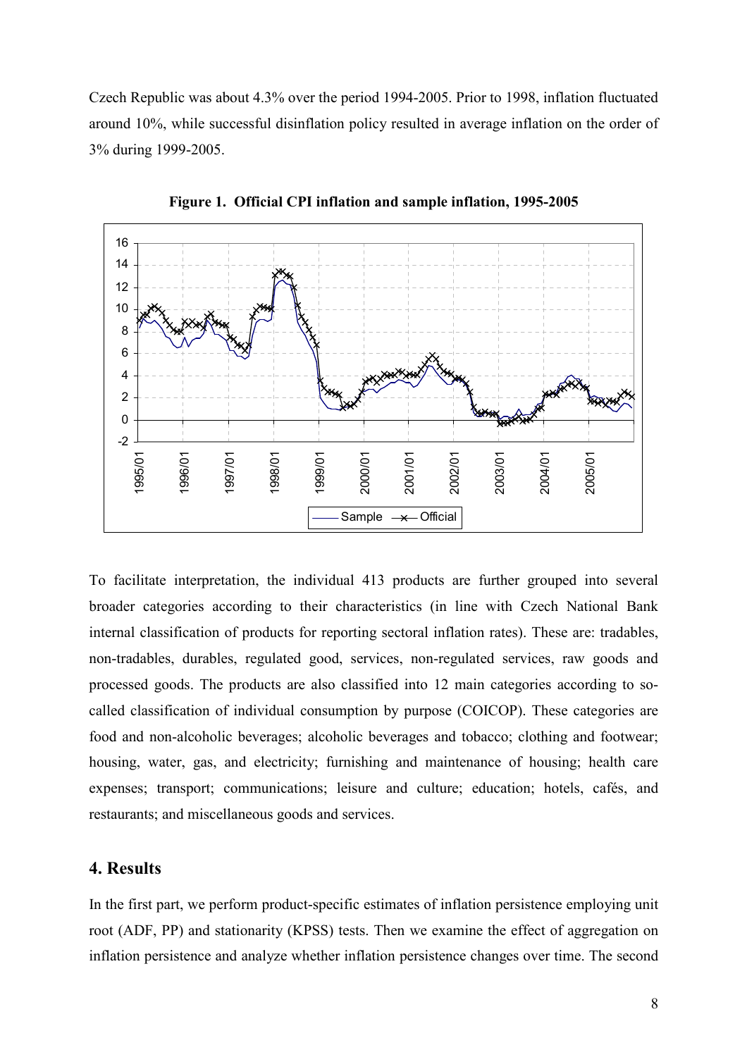Czech Republic was about 4.3% over the period 1994-2005. Prior to 1998, inflation fluctuated around 10%, while successful disinflation policy resulted in average inflation on the order of 3% during 1999-2005.

**Figure 1. Official CPI inflation and sample inflation, 1995-2005**

To facilitate interpretation, the individual 413 products are further grouped into several broader categories according to their characteristics (in line with Czech National Bank internal classification of products for reporting sectoral inflation rates). These are: tradables, non-tradables, durables, regulated good, services, non-regulated services, raw goods and processed goods. The products are also classified into 12 main categories according to so-called classification of individual consumption by purpose (COICOP). These categories are food and non-alcoholic beverages; alcoholic beverages and tobacco; clothing and footwear; housing, water, gas, and electricity; furnishing and maintenance of housing; health care expenses; transport; communications; leisure and culture; education; hotels, cafés, and restaurants; and miscellaneous goods and services.

## 4. Results

In the first part, we perform product-specific estimates of inflation persistence employing unit root (ADF, PP) and stationarity (KPSS) tests. Then we examine the effect of aggregation on inflation persistence and analyze whether inflation persistence changes over time. The second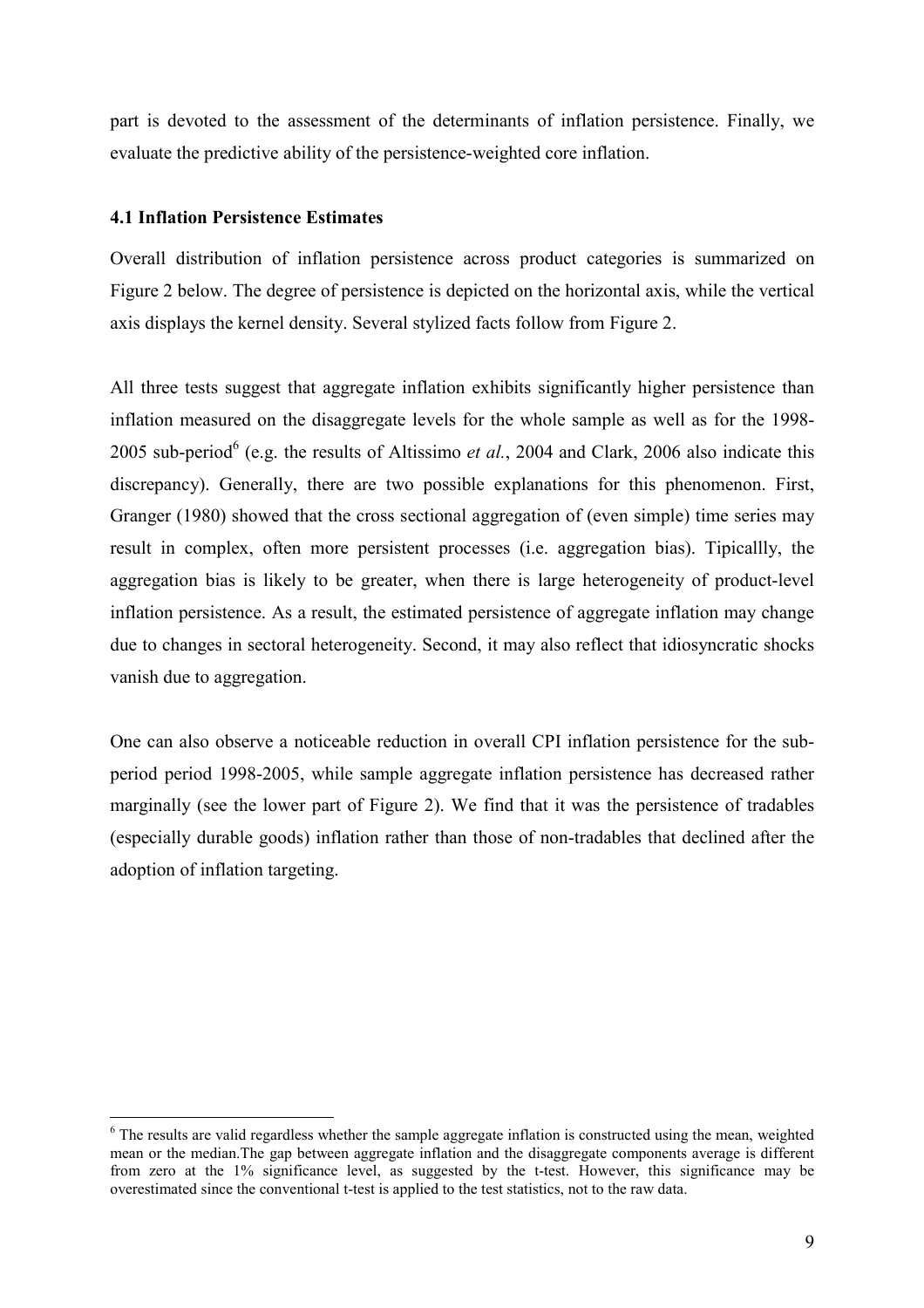part is devoted to the assessment of the determinants of inflation persistence. Finally, we evaluate the predictive ability of the persistence-weighted core inflation.

### 4.1 Inflation Persistence Estimates

Overall distribution of inflation persistence across product categories is summarized on Figure 2 below. The degree of persistence is depicted on the horizontal axis, while the vertical axis displays the kernel density. Several stylized facts follow from Figure 2.

All three tests suggest that aggregate inflation exhibits significantly higher persistence than inflation measured on the disaggregate levels for the whole sample as well as for the 1998-2005 sub-period[6] (e.g. the results of Altissimo *et al.*, 2004 and Clark, 2006 also indicate this discrepancy). Generally, there are two possible explanations for this phenomenon. First, Granger (1980) showed that the cross sectional aggregation of (even simple) time series may result in complex, often more persistent processes (i.e. aggregation bias). Tipicallly, the aggregation bias is likely to be greater, when there is large heterogeneity of product-level inflation persistence. As a result, the estimated persistence of aggregate inflation may change due to changes in sectoral heterogeneity. Second, it may also reflect that idiosyncratic shocks vanish due to aggregation.

One can also observe a noticeable reduction in overall CPI inflation persistence for the sub-period period 1998-2005, while sample aggregate inflation persistence has decreased rather marginally (see the lower part of Figure 2). We find that it was the persistence of tradables (especially durable goods) inflation rather than those of non-tradables that declined after the adoption of inflation targeting.

---

[6] The results are valid regardless whether the sample aggregate inflation is constructed using the mean, weighted mean or the median.The gap between aggregate inflation and the disaggregate components average is different from zero at the 1% significance level, as suggested by the t-test. However, this significance may be overestimated since the conventional t-test is applied to the test statistics, not to the raw data.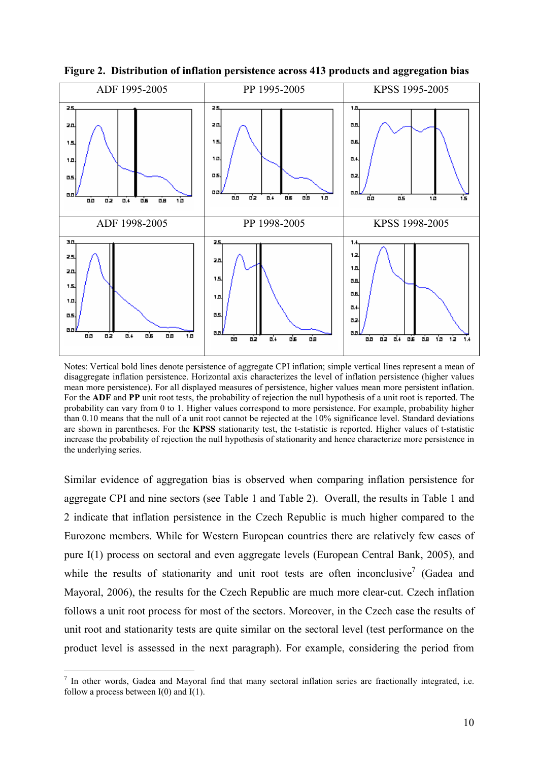**Figure 2. Distribution of inflation persistence across 413 products and aggregation bias**

| ADF 1995-2005 | PP 1995-2005 | KPSS 1995-2005 |
|---|---|---|
| ADF 1998-2005 | PP 1998-2005 | KPSS 1998-2005 |

Notes: Vertical bold lines denote persistence of aggregate CPI inflation; simple vertical lines represent a mean of disaggregate inflation persistence. Horizontal axis characterizes the level of inflation persistence (higher values mean more persistence). For all displayed measures of persistence, higher values mean more persistent inflation. For the **ADF** and **PP** unit root tests, the probability of rejection the null hypothesis of a unit root is reported. The probability can vary from 0 to 1. Higher values correspond to more persistence. For example, probability higher than 0.10 means that the null of a unit root cannot be rejected at the 10% significance level. Standard deviations are shown in parentheses. For the **KPSS** stationarity test, the t-statistic is reported. Higher values of t-statistic increase the probability of rejection the null hypothesis of stationarity and hence characterize more persistence in the underlying series.

Similar evidence of aggregation bias is observed when comparing inflation persistence for aggregate CPI and nine sectors (see Table 1 and Table 2). Overall, the results in Table 1 and 2 indicate that inflation persistence in the Czech Republic is much higher compared to the Eurozone members. While for Western European countries there are relatively few cases of pure I(1) process on sectoral and even aggregate levels (European Central Bank, 2005), and while the results of stationarity and unit root tests are often inconclusive[7] (Gadea and Mayoral, 2006), the results for the Czech Republic are much more clear-cut. Czech inflation follows a unit root process for most of the sectors. Moreover, in the Czech case the results of unit root and stationarity tests are quite similar on the sectoral level (test performance on the product level is assessed in the next paragraph). For example, considering the period from

[7] In other words, Gadea and Mayoral find that many sectoral inflation series are fractionally integrated, i.e. follow a process between I(0) and I(1).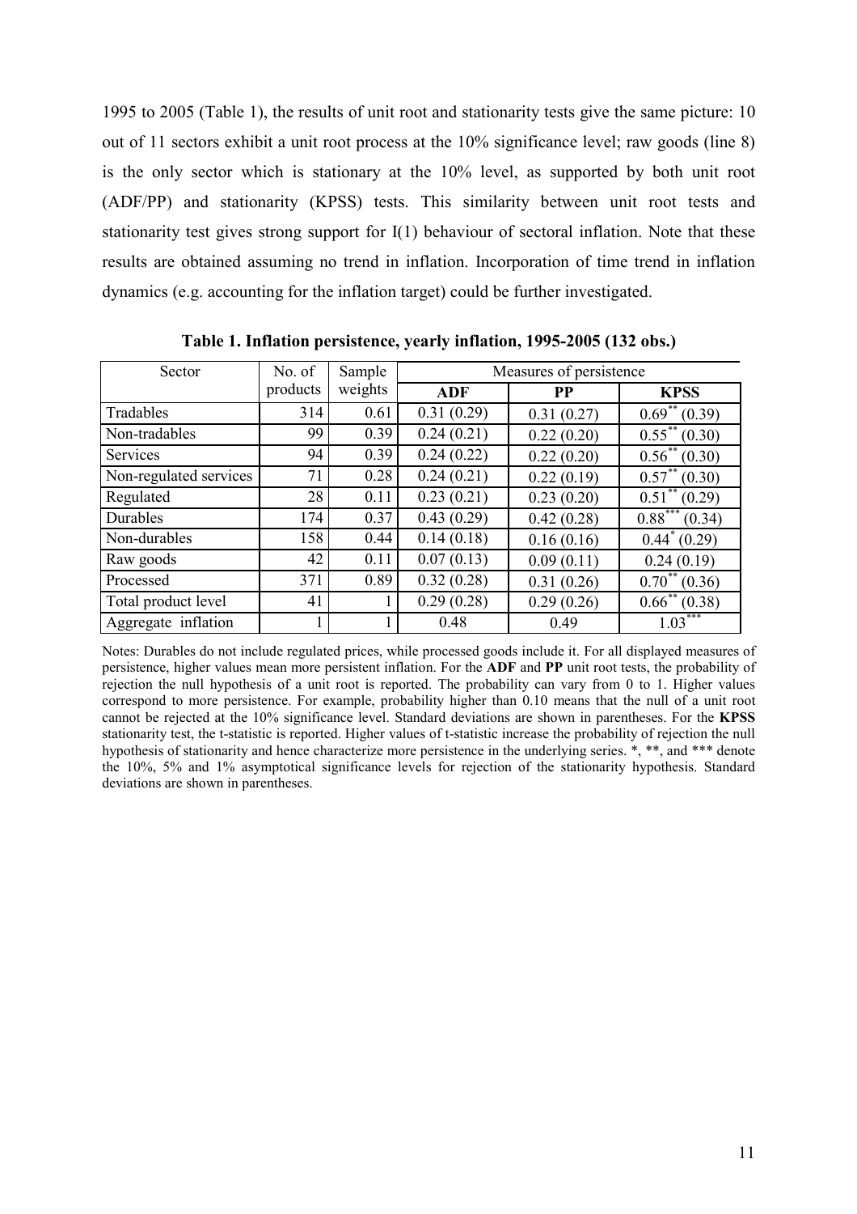1995 to 2005 (Table 1), the results of unit root and stationarity tests give the same picture: 10 out of 11 sectors exhibit a unit root process at the 10% significance level; raw goods (line 8) is the only sector which is stationary at the 10% level, as supported by both unit root (ADF/PP) and stationarity (KPSS) tests. This similarity between unit root tests and stationarity test gives strong support for I(1) behaviour of sectoral inflation. Note that these results are obtained assuming no trend in inflation. Incorporation of time trend in inflation dynamics (e.g. accounting for the inflation target) could be further investigated.

**Table 1. Inflation persistence, yearly inflation, 1995-2005 (132 obs.)**

| Sector | No. of products | Sample weights | Measures of persistence | | |
|---|---|---|---|---|---|
| | | | **ADF** | **PP** | **KPSS** |
| Tradables | 314 | 0.61 | 0.31 (0.29) | 0.31 (0.27) | $0.69^{**}$ (0.39) |
| Non-tradables | 99 | 0.39 | 0.24 (0.21) | 0.22 (0.20) | $0.55^{**}$ (0.30) |
| Services | 94 | 0.39 | 0.24 (0.22) | 0.22 (0.20) | $0.56^{**}$ (0.30) |
| Non-regulated services | 71 | 0.28 | 0.24 (0.21) | 0.22 (0.19) | $0.57^{**}$ (0.30) |
| Regulated | 28 | 0.11 | 0.23 (0.21) | 0.23 (0.20) | $0.51^{**}$ (0.29) |
| Durables | 174 | 0.37 | 0.43 (0.29) | 0.42 (0.28) | $0.88^{***}$ (0.34) |
| Non-durables | 158 | 0.44 | 0.14 (0.18) | 0.16 (0.16) | $0.44^{*}$ (0.29) |
| Raw goods | 42 | 0.11 | 0.07 (0.13) | 0.09 (0.11) | 0.24 (0.19) |
| Processed | 371 | 0.89 | 0.32 (0.28) | 0.31 (0.26) | $0.70^{**}$ (0.36) |
| Total product level | 41 | 1 | 0.29 (0.28) | 0.29 (0.26) | $0.66^{**}$ (0.38) |
| Aggregate inflation | 1 | 1 | 0.48 | 0.49 | $1.03^{***}$ |

Notes: Durables do not include regulated prices, while processed goods include it. For all displayed measures of persistence, higher values mean more persistent inflation. For the **ADF** and **PP** unit root tests, the probability of rejection the null hypothesis of a unit root is reported. The probability can vary from 0 to 1. Higher values correspond to more persistence. For example, probability higher than 0.10 means that the null of a unit root cannot be rejected at the 10% significance level. Standard deviations are shown in parentheses. For the **KPSS** stationarity test, the t-statistic is reported. Higher values of t-statistic increase the probability of rejection the null hypothesis of stationarity and hence characterize more persistence in the underlying series. *, **, and *** denote the 10%, 5% and 1% asymptotical significance levels for rejection of the stationarity hypothesis. Standard deviations are shown in parentheses.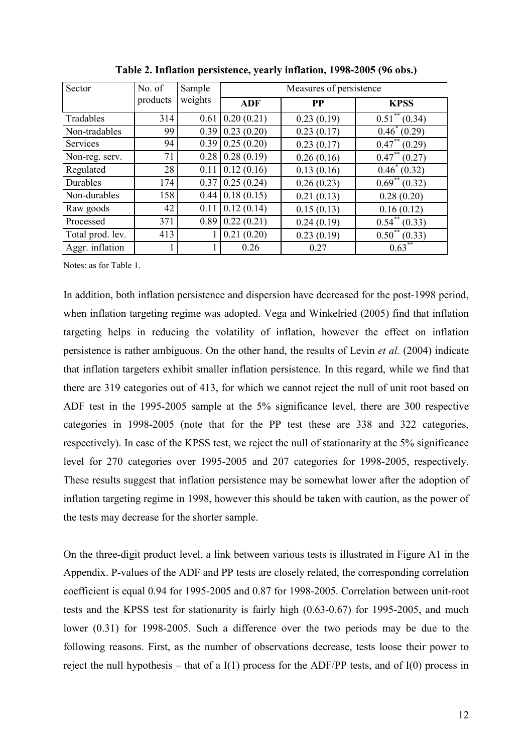**Table 2. Inflation persistence, yearly inflation, 1998-2005 (96 obs.)**

| Sector | No. of products | Sample weights | Measures of persistence | | |
|---|---|---|---|---|---|
| | | | **ADF** | **PP** | **KPSS** |
| Tradables | 314 | 0.61 | 0.20 (0.21) | 0.23 (0.19) | $0.51^{**}$ (0.34) |
| Non-tradables | 99 | 0.39 | 0.23 (0.20) | 0.23 (0.17) | $0.46^{*}$ (0.29) |
| Services | 94 | 0.39 | 0.25 (0.20) | 0.23 (0.17) | $0.47^{**}$ (0.29) |
| Non-reg. serv. | 71 | 0.28 | 0.28 (0.19) | 0.26 (0.16) | $0.47^{**}$ (0.27) |
| Regulated | 28 | 0.11 | 0.12 (0.16) | 0.13 (0.16) | $0.46^{*}$ (0.32) |
| Durables | 174 | 0.37 | 0.25 (0.24) | 0.26 (0.23) | $0.69^{**}$ (0.32) |
| Non-durables | 158 | 0.44 | 0.18 (0.15) | 0.21 (0.13) | 0.28 (0.20) |
| Raw goods | 42 | 0.11 | 0.12 (0.14) | 0.15 (0.13) | 0.16 (0.12) |
| Processed | 371 | 0.89 | 0.22 (0.21) | 0.24 (0.19) | $0.54^{**}$ (0.33) |
| Total prod. lev. | 413 | 1 | 0.21 (0.20) | 0.23 (0.19) | $0.50^{**}$ (0.33) |
| Aggr. inflation | 1 | 1 | 0.26 | 0.27 | $0.63^{**}$ |

Notes: as for Table 1.

In addition, both inflation persistence and dispersion have decreased for the post-1998 period, when inflation targeting regime was adopted. Vega and Winkelried (2005) find that inflation targeting helps in reducing the volatility of inflation, however the effect on inflation persistence is rather ambiguous. On the other hand, the results of Levin *et al.* (2004) indicate that inflation targeters exhibit smaller inflation persistence. In this regard, while we find that there are 319 categories out of 413, for which we cannot reject the null of unit root based on ADF test in the 1995-2005 sample at the 5% significance level, there are 300 respective categories in 1998-2005 (note that for the PP test these are 338 and 322 categories, respectively). In case of the KPSS test, we reject the null of stationarity at the 5% significance level for 270 categories over 1995-2005 and 207 categories for 1998-2005, respectively. These results suggest that inflation persistence may be somewhat lower after the adoption of inflation targeting regime in 1998, however this should be taken with caution, as the power of the tests may decrease for the shorter sample.

On the three-digit product level, a link between various tests is illustrated in Figure A1 in the Appendix. P-values of the ADF and PP tests are closely related, the corresponding correlation coefficient is equal 0.94 for 1995-2005 and 0.87 for 1998-2005. Correlation between unit-root tests and the KPSS test for stationarity is fairly high (0.63-0.67) for 1995-2005, and much lower (0.31) for 1998-2005. Such a difference over the two periods may be due to the following reasons. First, as the number of observations decrease, tests loose their power to reject the null hypothesis – that of a I(1) process for the ADF/PP tests, and of I(0) process in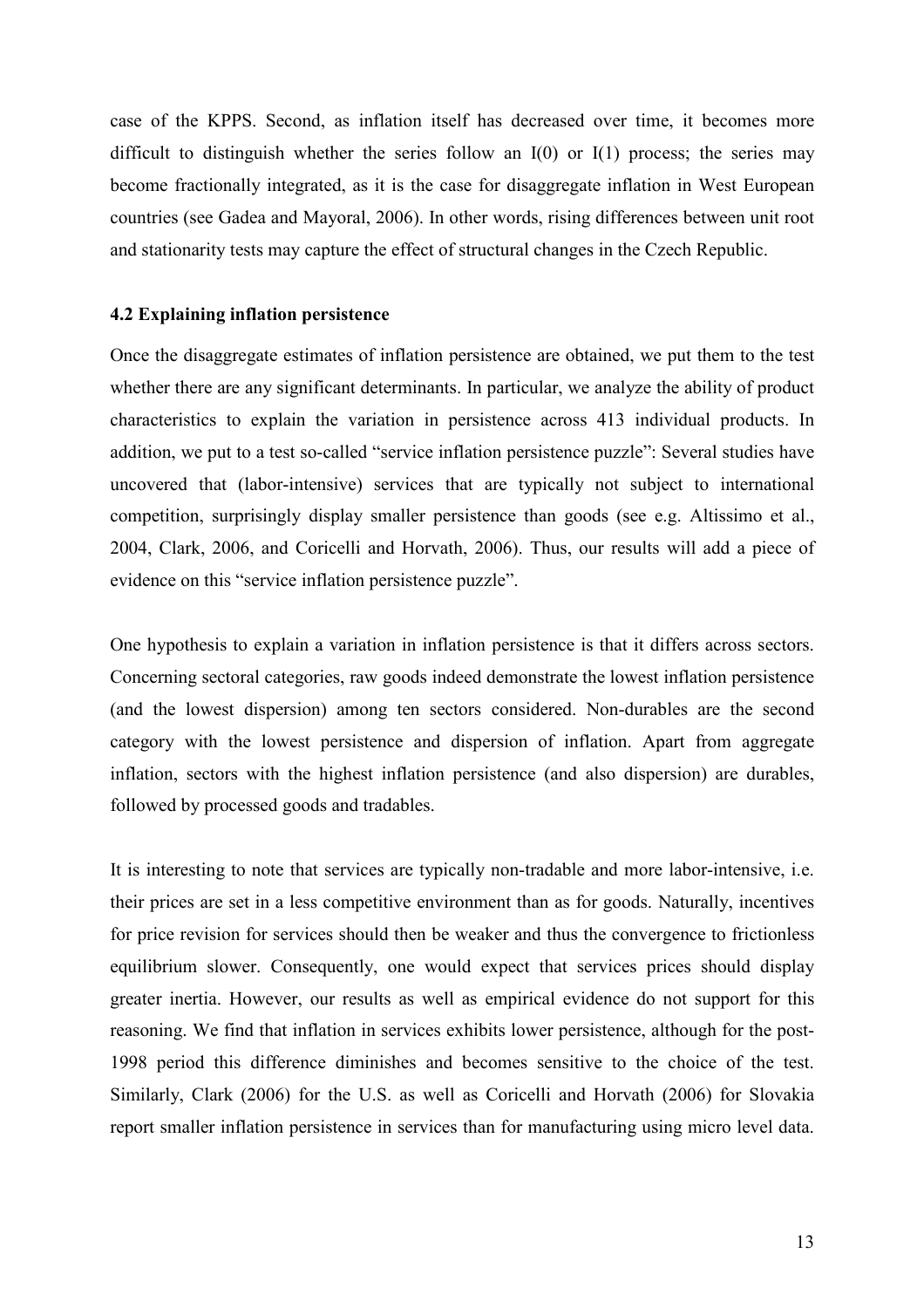case of the KPPS. Second, as inflation itself has decreased over time, it becomes more difficult to distinguish whether the series follow an I(0) or I(1) process; the series may become fractionally integrated, as it is the case for disaggregate inflation in West European countries (see Gadea and Mayoral, 2006). In other words, rising differences between unit root and stationarity tests may capture the effect of structural changes in the Czech Republic.

### 4.2 Explaining inflation persistence

Once the disaggregate estimates of inflation persistence are obtained, we put them to the test whether there are any significant determinants. In particular, we analyze the ability of product characteristics to explain the variation in persistence across 413 individual products. In addition, we put to a test so-called "service inflation persistence puzzle": Several studies have uncovered that (labor-intensive) services that are typically not subject to international competition, surprisingly display smaller persistence than goods (see e.g. Altissimo et al., 2004, Clark, 2006, and Coricelli and Horvath, 2006). Thus, our results will add a piece of evidence on this "service inflation persistence puzzle".

One hypothesis to explain a variation in inflation persistence is that it differs across sectors. Concerning sectoral categories, raw goods indeed demonstrate the lowest inflation persistence (and the lowest dispersion) among ten sectors considered. Non-durables are the second category with the lowest persistence and dispersion of inflation. Apart from aggregate inflation, sectors with the highest inflation persistence (and also dispersion) are durables, followed by processed goods and tradables.

It is interesting to note that services are typically non-tradable and more labor-intensive, i.e. their prices are set in a less competitive environment than as for goods. Naturally, incentives for price revision for services should then be weaker and thus the convergence to frictionless equilibrium slower. Consequently, one would expect that services prices should display greater inertia. However, our results as well as empirical evidence do not support for this reasoning. We find that inflation in services exhibits lower persistence, although for the post-1998 period this difference diminishes and becomes sensitive to the choice of the test. Similarly, Clark (2006) for the U.S. as well as Coricelli and Horvath (2006) for Slovakia report smaller inflation persistence in services than for manufacturing using micro level data.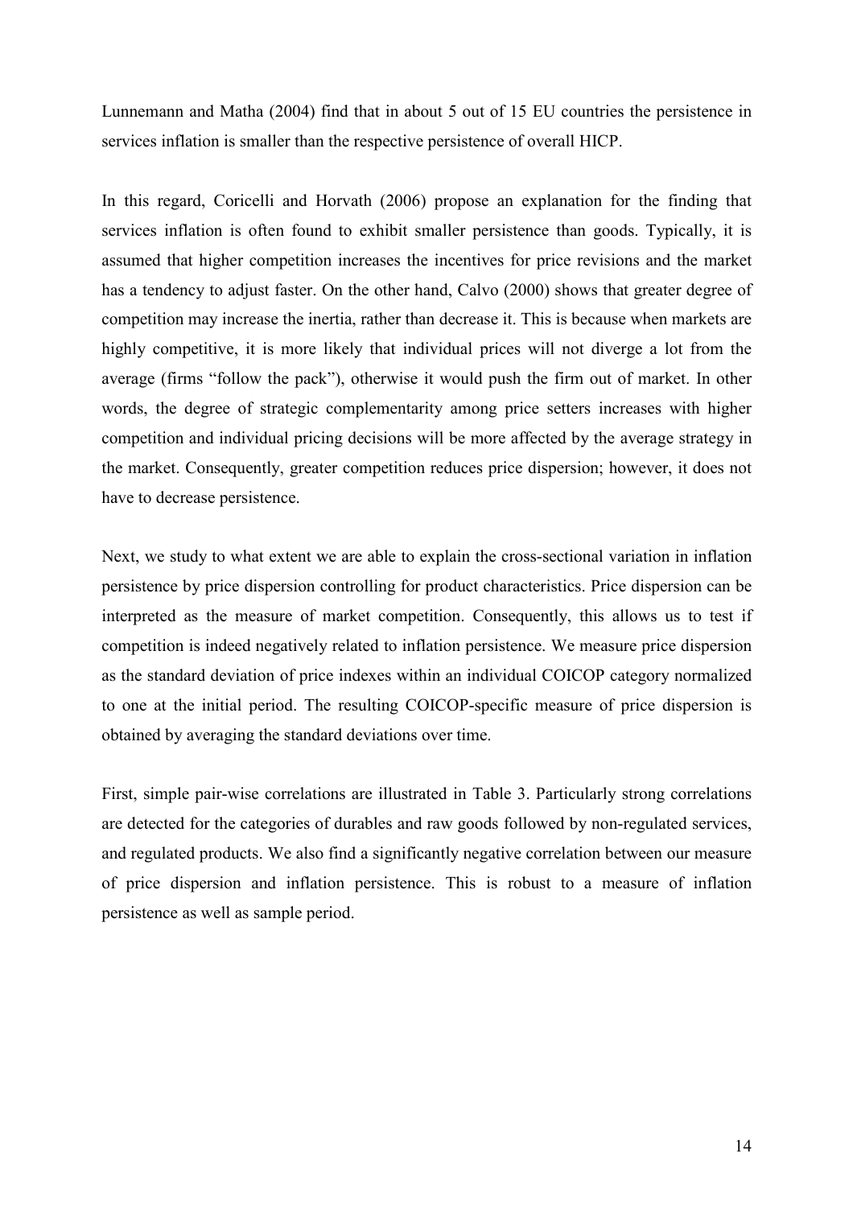Lunnemann and Matha (2004) find that in about 5 out of 15 EU countries the persistence in services inflation is smaller than the respective persistence of overall HICP.

In this regard, Coricelli and Horvath (2006) propose an explanation for the finding that services inflation is often found to exhibit smaller persistence than goods. Typically, it is assumed that higher competition increases the incentives for price revisions and the market has a tendency to adjust faster. On the other hand, Calvo (2000) shows that greater degree of competition may increase the inertia, rather than decrease it. This is because when markets are highly competitive, it is more likely that individual prices will not diverge a lot from the average (firms "follow the pack"), otherwise it would push the firm out of market. In other words, the degree of strategic complementarity among price setters increases with higher competition and individual pricing decisions will be more affected by the average strategy in the market. Consequently, greater competition reduces price dispersion; however, it does not have to decrease persistence.

Next, we study to what extent we are able to explain the cross-sectional variation in inflation persistence by price dispersion controlling for product characteristics. Price dispersion can be interpreted as the measure of market competition. Consequently, this allows us to test if competition is indeed negatively related to inflation persistence. We measure price dispersion as the standard deviation of price indexes within an individual COICOP category normalized to one at the initial period. The resulting COICOP-specific measure of price dispersion is obtained by averaging the standard deviations over time.

First, simple pair-wise correlations are illustrated in Table 3. Particularly strong correlations are detected for the categories of durables and raw goods followed by non-regulated services, and regulated products. We also find a significantly negative correlation between our measure of price dispersion and inflation persistence. This is robust to a measure of inflation persistence as well as sample period.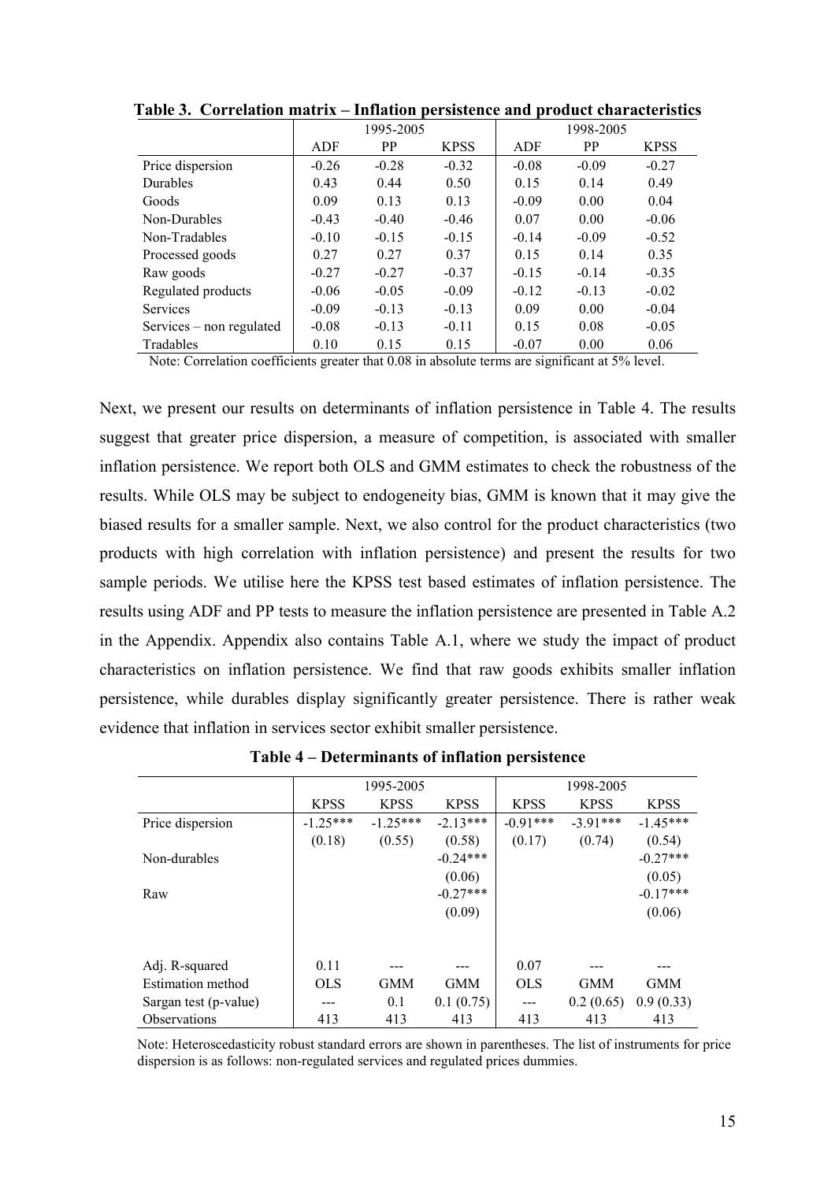**Table 3. Correlation matrix – Inflation persistence and product characteristics**

| | 1995-2005 | | | 1998-2005 | | |
|---|---|---|---|---|---|---|
| | ADF | PP | KPSS | ADF | PP | KPSS |
| Price dispersion | -0.26 | -0.28 | -0.32 | -0.08 | -0.09 | -0.27 |
| Durables | 0.43 | 0.44 | 0.50 | 0.15 | 0.14 | 0.49 |
| Goods | 0.09 | 0.13 | 0.13 | -0.09 | 0.00 | 0.04 |
| Non-Durables | -0.43 | -0.40 | -0.46 | 0.07 | 0.00 | -0.06 |
| Non-Tradables | -0.10 | -0.15 | -0.15 | -0.14 | -0.09 | -0.52 |
| Processed goods | 0.27 | 0.27 | 0.37 | 0.15 | 0.14 | 0.35 |
| Raw goods | -0.27 | -0.27 | -0.37 | -0.15 | -0.14 | -0.35 |
| Regulated products | -0.06 | -0.05 | -0.09 | -0.12 | -0.13 | -0.02 |
| Services | -0.09 | -0.13 | -0.13 | 0.09 | 0.00 | -0.04 |
| Services – non regulated | -0.08 | -0.13 | -0.11 | 0.15 | 0.08 | -0.05 |
| Tradables | 0.10 | 0.15 | 0.15 | -0.07 | 0.00 | 0.06 |

Note: Correlation coefficients greater that 0.08 in absolute terms are significant at 5% level.

Next, we present our results on determinants of inflation persistence in Table 4. The results suggest that greater price dispersion, a measure of competition, is associated with smaller inflation persistence. We report both OLS and GMM estimates to check the robustness of the results. While OLS may be subject to endogeneity bias, GMM is known that it may give the biased results for a smaller sample. Next, we also control for the product characteristics (two products with high correlation with inflation persistence) and present the results for two sample periods. We utilise here the KPSS test based estimates of inflation persistence. The results using ADF and PP tests to measure the inflation persistence are presented in Table A.2 in the Appendix. Appendix also contains Table A.1, where we study the impact of product characteristics on inflation persistence. We find that raw goods exhibits smaller inflation persistence, while durables display significantly greater persistence. There is rather weak evidence that inflation in services sector exhibit smaller persistence.

**Table 4 – Determinants of inflation persistence**

| | 1995-2005 | | | 1998-2005 | | |
|---|---|---|---|---|---|---|
| | KPSS | KPSS | KPSS | KPSS | KPSS | KPSS |
| Price dispersion | -1.25*** | -1.25*** | -2.13*** | -0.91*** | -3.91*** | -1.45*** |
| | (0.18) | (0.55) | (0.58) | (0.17) | (0.74) | (0.54) |
| Non-durables | | | -0.24*** | | | -0.27*** |
| | | | (0.06) | | | (0.05) |
| Raw | | | -0.27*** | | | -0.17*** |
| | | | (0.09) | | | (0.06) |
| Adj. R-squared | 0.11 | --- | --- | 0.07 | --- | --- |
| Estimation method | OLS | GMM | GMM | OLS | GMM | GMM |
| Sargan test (p-value) | --- | 0.1 | 0.1 (0.75) | --- | 0.2 (0.65) | 0.9 (0.33) |
| Observations | 413 | 413 | 413 | 413 | 413 | 413 |

Note: Heteroscedasticity robust standard errors are shown in parentheses. The list of instruments for price dispersion is as follows: non-regulated services and regulated prices dummies.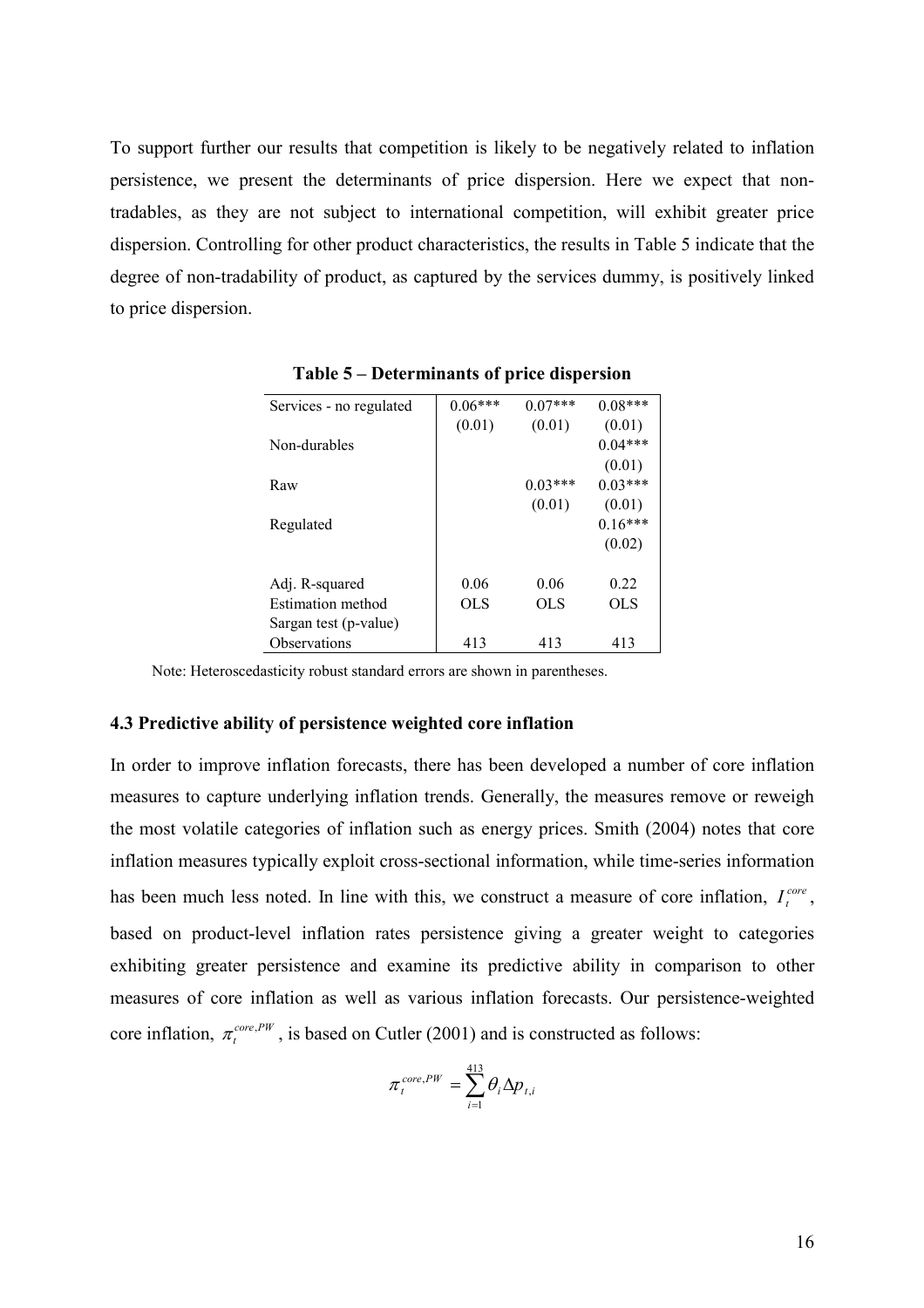To support further our results that competition is likely to be negatively related to inflation persistence, we present the determinants of price dispersion. Here we expect that non-tradables, as they are not subject to international competition, will exhibit greater price dispersion. Controlling for other product characteristics, the results in Table 5 indicate that the degree of non-tradability of product, as captured by the services dummy, is positively linked to price dispersion.

**Table 5 – Determinants of price dispersion**

| | | | |
|---|---|---|---|
| Services - no regulated | 0.06*** | 0.07*** | 0.08*** |
| | (0.01) | (0.01) | (0.01) |
| Non-durables | | | 0.04*** |
| | | | (0.01) |
| Raw | | 0.03*** | 0.03*** |
| | | (0.01) | (0.01) |
| Regulated | | | 0.16*** |
| | | | (0.02) |
| Adj. R-squared | 0.06 | 0.06 | 0.22 |
| Estimation method | OLS | OLS | OLS |
| Sargan test (p-value) | | | |
| Observations | 413 | 413 | 413 |

Note: Heteroscedasticity robust standard errors are shown in parentheses.

### 4.3 Predictive ability of persistence weighted core inflation

In order to improve inflation forecasts, there has been developed a number of core inflation measures to capture underlying inflation trends. Generally, the measures remove or reweigh the most volatile categories of inflation such as energy prices. Smith (2004) notes that core inflation measures typically exploit cross-sectional information, while time-series information has been much less noted. In line with this, we construct a measure of core inflation, $I_t^{core}$, based on product-level inflation rates persistence giving a greater weight to categories exhibiting greater persistence and examine its predictive ability in comparison to other measures of core inflation as well as various inflation forecasts. Our persistence-weighted core inflation, $\pi_t^{core,PW}$, is based on Cutler (2001) and is constructed as follows:

$$\pi_t^{core,PW} = \sum_{i=1}^{413} \theta_i \Delta p_{t,i}$$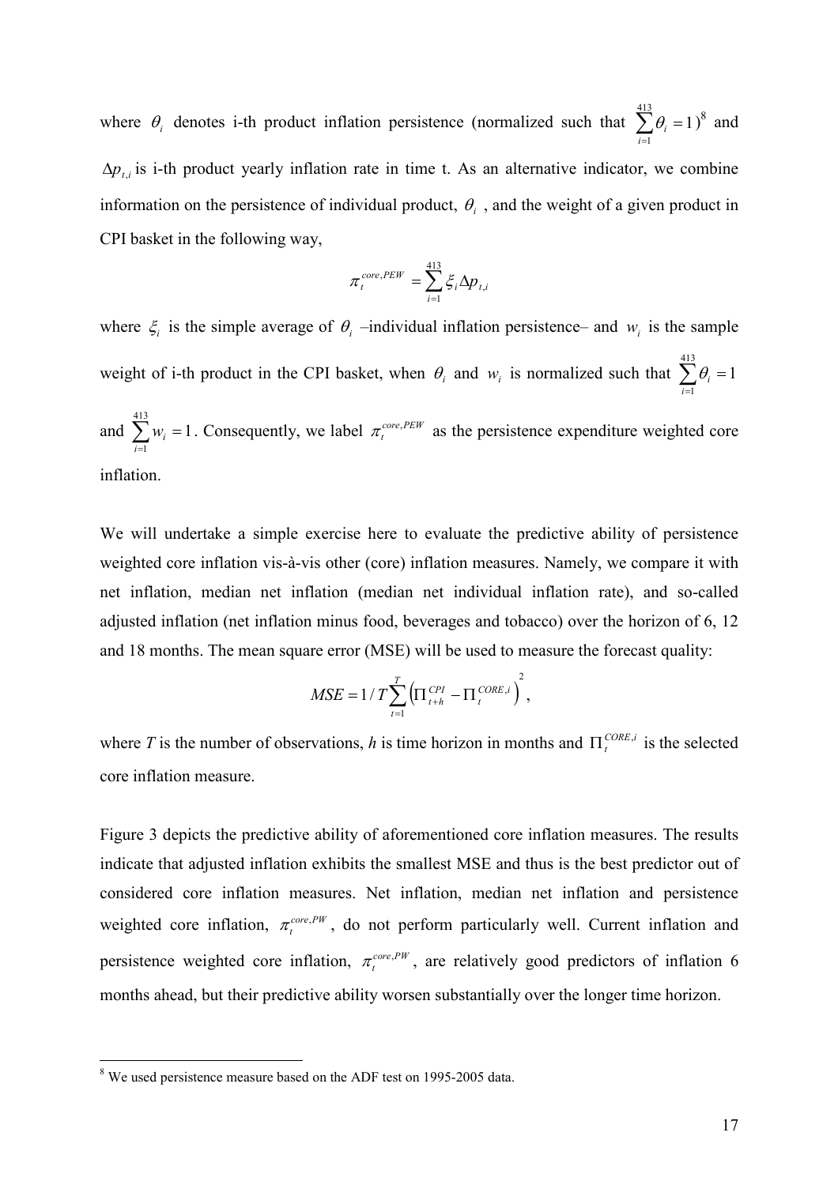where $\theta_i$ denotes i-th product inflation persistence (normalized such that $\sum_{i=1}^{413}\theta_i = 1$)[8] and $\Delta p_{t,i}$ is i-th product yearly inflation rate in time t. As an alternative indicator, we combine information on the persistence of individual product, $\theta_i$ , and the weight of a given product in CPI basket in the following way,

$$\pi_t^{core,PEW} = \sum_{i=1}^{413} \xi_i \Delta p_{t,i}$$

where $\xi_i$ is the simple average of $\theta_i$ –individual inflation persistence– and $w_i$ is the sample weight of i-th product in the CPI basket, when $\theta_i$ and $w_i$ is normalized such that $\sum_{i=1}^{413}\theta_i = 1$ and $\sum_{i=1}^{413} w_i = 1$. Consequently, we label $\pi_t^{core,PEW}$ as the persistence expenditure weighted core inflation.

We will undertake a simple exercise here to evaluate the predictive ability of persistence weighted core inflation vis-à-vis other (core) inflation measures. Namely, we compare it with net inflation, median net inflation (median net individual inflation rate), and so-called adjusted inflation (net inflation minus food, beverages and tobacco) over the horizon of 6, 12 and 18 months. The mean square error (MSE) will be used to measure the forecast quality:

$$MSE = 1/T \sum_{t=1}^{T} \left( \Pi_{t+h}^{CPI} - \Pi_t^{CORE,i} \right)^2 ,$$

where *T* is the number of observations, *h* is time horizon in months and $\Pi_t^{CORE,i}$ is the selected core inflation measure.

Figure 3 depicts the predictive ability of aforementioned core inflation measures. The results indicate that adjusted inflation exhibits the smallest MSE and thus is the best predictor out of considered core inflation measures. Net inflation, median net inflation and persistence weighted core inflation, $\pi_t^{core,PW}$, do not perform particularly well. Current inflation and persistence weighted core inflation, $\pi_t^{core,PW}$, are relatively good predictors of inflation 6 months ahead, but their predictive ability worsen substantially over the longer time horizon.

[8] We used persistence measure based on the ADF test on 1995-2005 data.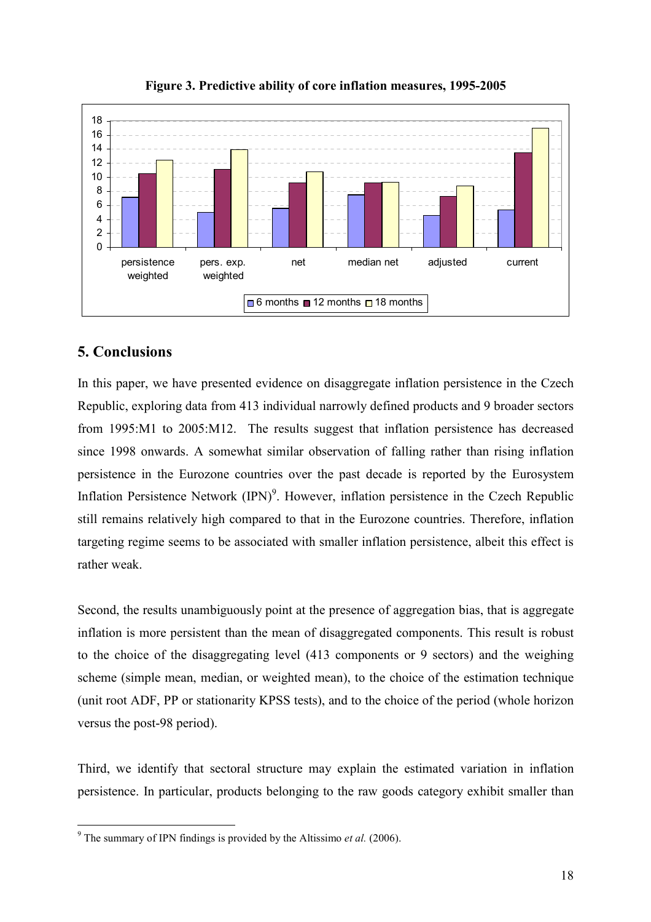**Figure 3. Predictive ability of core inflation measures, 1995-2005**

## 5. Conclusions

In this paper, we have presented evidence on disaggregate inflation persistence in the Czech Republic, exploring data from 413 individual narrowly defined products and 9 broader sectors from 1995:M1 to 2005:M12. The results suggest that inflation persistence has decreased since 1998 onwards. A somewhat similar observation of falling rather than rising inflation persistence in the Eurozone countries over the past decade is reported by the Eurosystem Inflation Persistence Network (IPN)[9]. However, inflation persistence in the Czech Republic still remains relatively high compared to that in the Eurozone countries. Therefore, inflation targeting regime seems to be associated with smaller inflation persistence, albeit this effect is rather weak.

Second, the results unambiguously point at the presence of aggregation bias, that is aggregate inflation is more persistent than the mean of disaggregated components. This result is robust to the choice of the disaggregating level (413 components or 9 sectors) and the weighing scheme (simple mean, median, or weighted mean), to the choice of the estimation technique (unit root ADF, PP or stationarity KPSS tests), and to the choice of the period (whole horizon versus the post-98 period).

Third, we identify that sectoral structure may explain the estimated variation in inflation persistence. In particular, products belonging to the raw goods category exhibit smaller than

[9] The summary of IPN findings is provided by the Altissimo *et al.* (2006).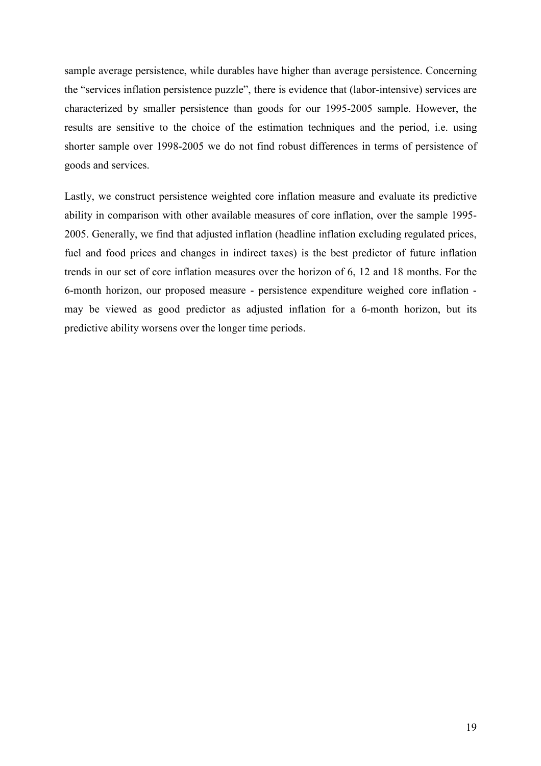sample average persistence, while durables have higher than average persistence. Concerning the "services inflation persistence puzzle", there is evidence that (labor-intensive) services are characterized by smaller persistence than goods for our 1995-2005 sample. However, the results are sensitive to the choice of the estimation techniques and the period, i.e. using shorter sample over 1998-2005 we do not find robust differences in terms of persistence of goods and services.

Lastly, we construct persistence weighted core inflation measure and evaluate its predictive ability in comparison with other available measures of core inflation, over the sample 1995-2005. Generally, we find that adjusted inflation (headline inflation excluding regulated prices, fuel and food prices and changes in indirect taxes) is the best predictor of future inflation trends in our set of core inflation measures over the horizon of 6, 12 and 18 months. For the 6-month horizon, our proposed measure - persistence expenditure weighed core inflation - may be viewed as good predictor as adjusted inflation for a 6-month horizon, but its predictive ability worsens over the longer time periods.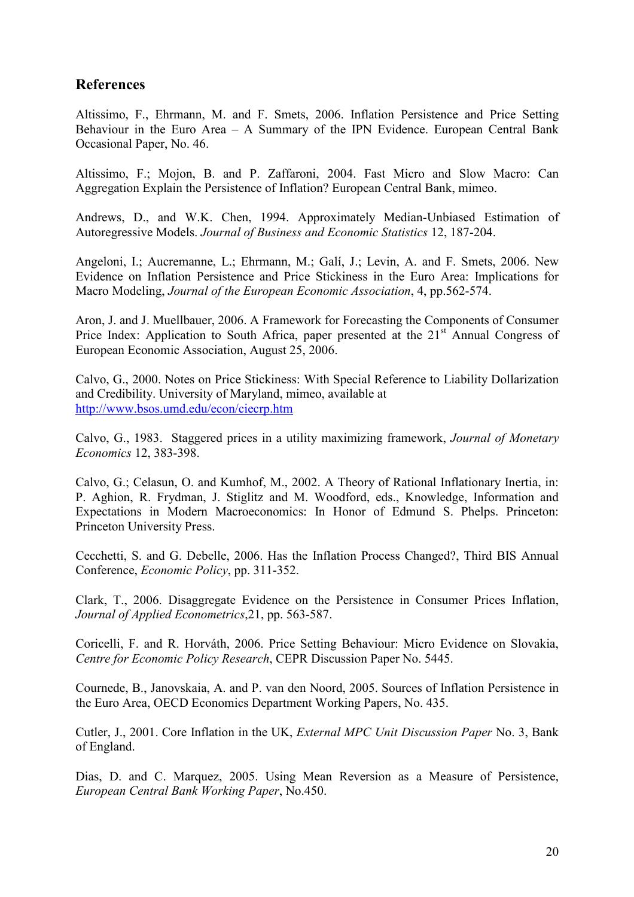## References

Altissimo, F., Ehrmann, M. and F. Smets, 2006. Inflation Persistence and Price Setting Behaviour in the Euro Area – A Summary of the IPN Evidence. European Central Bank Occasional Paper, No. 46.

Altissimo, F.; Mojon, B. and P. Zaffaroni, 2004. Fast Micro and Slow Macro: Can Aggregation Explain the Persistence of Inflation? European Central Bank, mimeo.

Andrews, D., and W.K. Chen, 1994. Approximately Median-Unbiased Estimation of Autoregressive Models. *Journal of Business and Economic Statistics* 12, 187-204.

Angeloni, I.; Aucremanne, L.; Ehrmann, M.; Galí, J.; Levin, A. and F. Smets, 2006. New Evidence on Inflation Persistence and Price Stickiness in the Euro Area: Implications for Macro Modeling, *Journal of the European Economic Association*, 4, pp.562-574.

Aron, J. and J. Muellbauer, 2006. A Framework for Forecasting the Components of Consumer Price Index: Application to South Africa, paper presented at the 21st Annual Congress of European Economic Association, August 25, 2006.

Calvo, G., 2000. Notes on Price Stickiness: With Special Reference to Liability Dollarization and Credibility. University of Maryland, mimeo, available at http://www.bsos.umd.edu/econ/ciecrp.htm

Calvo, G., 1983. Staggered prices in a utility maximizing framework, *Journal of Monetary Economics* 12, 383-398.

Calvo, G.; Celasun, O. and Kumhof, M., 2002. A Theory of Rational Inflationary Inertia, in: P. Aghion, R. Frydman, J. Stiglitz and M. Woodford, eds., Knowledge, Information and Expectations in Modern Macroeconomics: In Honor of Edmund S. Phelps. Princeton: Princeton University Press.

Cecchetti, S. and G. Debelle, 2006. Has the Inflation Process Changed?, Third BIS Annual Conference, *Economic Policy*, pp. 311-352.

Clark, T., 2006. Disaggregate Evidence on the Persistence in Consumer Prices Inflation, *Journal of Applied Econometrics*,21, pp. 563-587.

Coricelli, F. and R. Horváth, 2006. Price Setting Behaviour: Micro Evidence on Slovakia, *Centre for Economic Policy Research*, CEPR Discussion Paper No. 5445.

Cournede, B., Janovskaia, A. and P. van den Noord, 2005. Sources of Inflation Persistence in the Euro Area, OECD Economics Department Working Papers, No. 435.

Cutler, J., 2001. Core Inflation in the UK, *External MPC Unit Discussion Paper* No. 3, Bank of England.

Dias, D. and C. Marquez, 2005. Using Mean Reversion as a Measure of Persistence, *European Central Bank Working Paper*, No.450.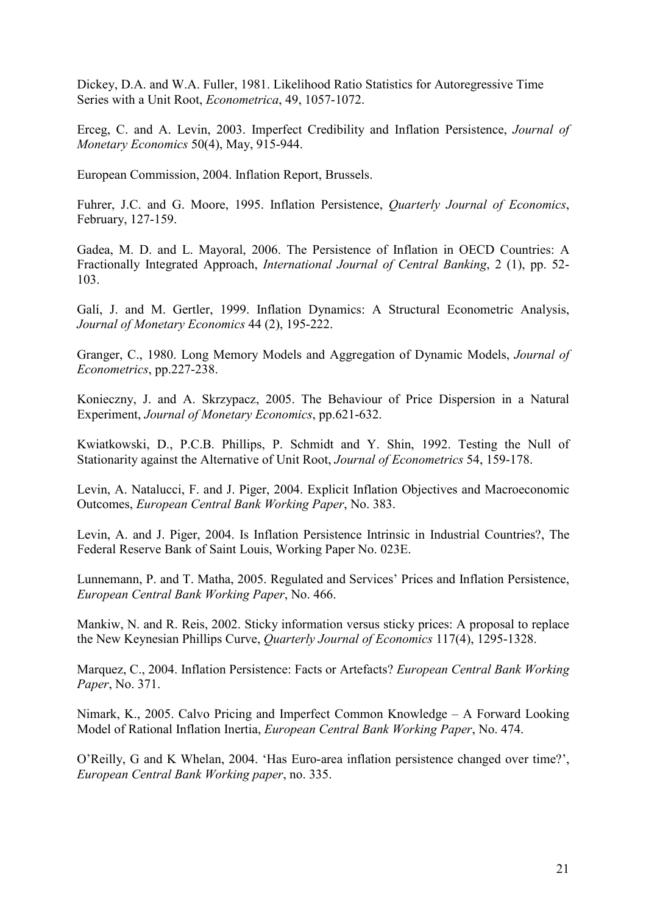Dickey, D.A. and W.A. Fuller, 1981. Likelihood Ratio Statistics for Autoregressive Time Series with a Unit Root, *Econometrica*, 49, 1057-1072.

Erceg, C. and A. Levin, 2003. Imperfect Credibility and Inflation Persistence, *Journal of Monetary Economics* 50(4), May, 915-944.

European Commission, 2004. Inflation Report, Brussels.

Fuhrer, J.C. and G. Moore, 1995. Inflation Persistence, *Quarterly Journal of Economics*, February, 127-159.

Gadea, M. D. and L. Mayoral, 2006. The Persistence of Inflation in OECD Countries: A Fractionally Integrated Approach, *International Journal of Central Banking*, 2 (1), pp. 52-103.

Galí, J. and M. Gertler, 1999. Inflation Dynamics: A Structural Econometric Analysis, *Journal of Monetary Economics* 44 (2), 195-222.

Granger, C., 1980. Long Memory Models and Aggregation of Dynamic Models, *Journal of Econometrics*, pp.227-238.

Konieczny, J. and A. Skrzypacz, 2005. The Behaviour of Price Dispersion in a Natural Experiment, *Journal of Monetary Economics*, pp.621-632.

Kwiatkowski, D., P.C.B. Phillips, P. Schmidt and Y. Shin, 1992. Testing the Null of Stationarity against the Alternative of Unit Root, *Journal of Econometrics* 54, 159-178.

Levin, A. Natalucci, F. and J. Piger, 2004. Explicit Inflation Objectives and Macroeconomic Outcomes, *European Central Bank Working Paper*, No. 383.

Levin, A. and J. Piger, 2004. Is Inflation Persistence Intrinsic in Industrial Countries?, The Federal Reserve Bank of Saint Louis, Working Paper No. 023E.

Lunnemann, P. and T. Matha, 2005. Regulated and Services' Prices and Inflation Persistence, *European Central Bank Working Paper*, No. 466.

Mankiw, N. and R. Reis, 2002. Sticky information versus sticky prices: A proposal to replace the New Keynesian Phillips Curve, *Quarterly Journal of Economics* 117(4), 1295-1328.

Marquez, C., 2004. Inflation Persistence: Facts or Artefacts? *European Central Bank Working Paper*, No. 371.

Nimark, K., 2005. Calvo Pricing and Imperfect Common Knowledge – A Forward Looking Model of Rational Inflation Inertia, *European Central Bank Working Paper*, No. 474.

O'Reilly, G and K Whelan, 2004. 'Has Euro-area inflation persistence changed over time?', *European Central Bank Working paper*, no. 335.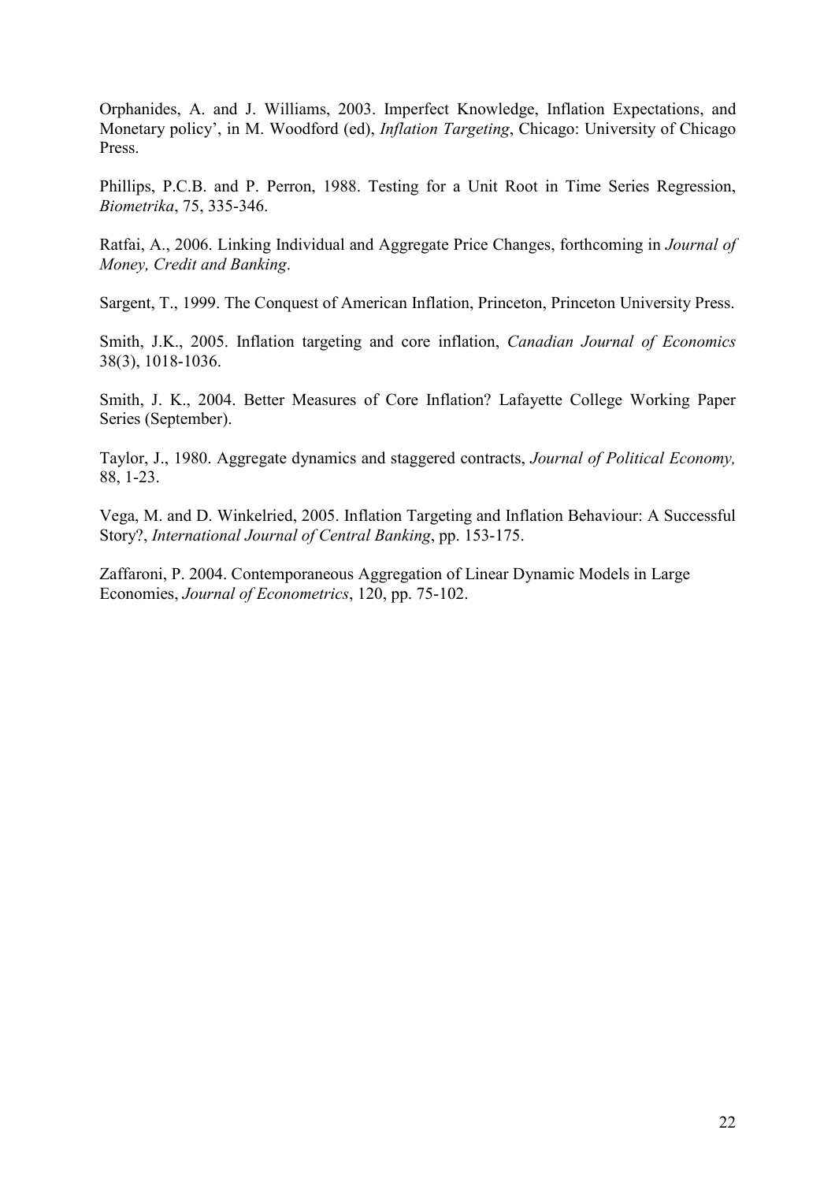Orphanides, A. and J. Williams, 2003. Imperfect Knowledge, Inflation Expectations, and Monetary policy', in M. Woodford (ed), *Inflation Targeting*, Chicago: University of Chicago Press.

Phillips, P.C.B. and P. Perron, 1988. Testing for a Unit Root in Time Series Regression, *Biometrika*, 75, 335-346.

Ratfai, A., 2006. Linking Individual and Aggregate Price Changes, forthcoming in *Journal of Money, Credit and Banking*.

Sargent, T., 1999. The Conquest of American Inflation, Princeton, Princeton University Press.

Smith, J.K., 2005. Inflation targeting and core inflation, *Canadian Journal of Economics* 38(3), 1018-1036.

Smith, J. K., 2004. Better Measures of Core Inflation? Lafayette College Working Paper Series (September).

Taylor, J., 1980. Aggregate dynamics and staggered contracts, *Journal of Political Economy,* 88, 1-23.

Vega, M. and D. Winkelried, 2005. Inflation Targeting and Inflation Behaviour: A Successful Story?, *International Journal of Central Banking*, pp. 153-175.

Zaffaroni, P. 2004. Contemporaneous Aggregation of Linear Dynamic Models in Large Economies, *Journal of Econometrics*, 120, pp. 75-102.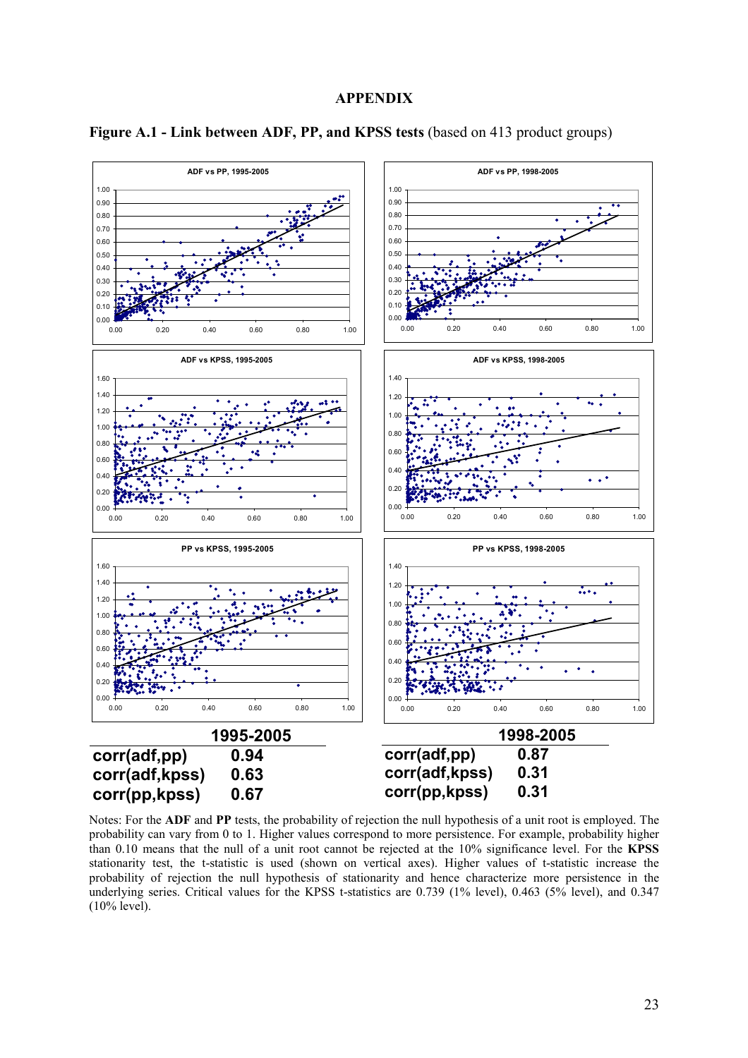## APPENDIX

**Figure A.1 - Link between ADF, PP, and KPSS tests** (based on 413 product groups)

| 1995-2005 | |
|---|---|
| corr(adf,pp) | 0.94 |
| corr(adf,kpss) | 0.63 |
| corr(pp,kpss) | 0.67 |

| 1998-2005 | |
|---|---|
| corr(adf,pp) | 0.87 |
| corr(adf,kpss) | 0.31 |
| corr(pp,kpss) | 0.31 |

Notes: For the **ADF** and **PP** tests, the probability of rejection the null hypothesis of a unit root is employed. The probability can vary from 0 to 1. Higher values correspond to more persistence. For example, probability higher than 0.10 means that the null of a unit root cannot be rejected at the 10% significance level. For the **KPSS** stationarity test, the t-statistic is used (shown on vertical axes). Higher values of t-statistic increase the probability of rejection the null hypothesis of stationarity and hence characterize more persistence in the underlying series. Critical values for the KPSS t-statistics are 0.739 (1% level), 0.463 (5% level), and 0.347 (10% level).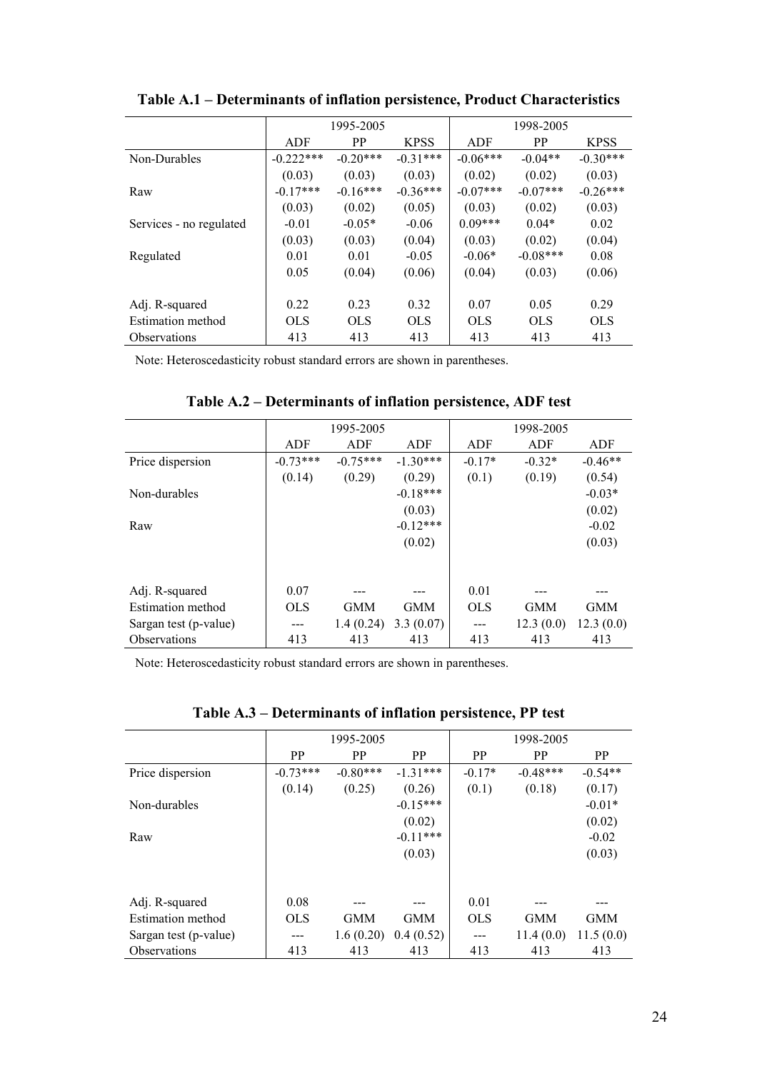**Table A.1 – Determinants of inflation persistence, Product Characteristics**

| | 1995-2005 | | | 1998-2005 | | |
|---|---|---|---|---|---|---|
| | ADF | PP | KPSS | ADF | PP | KPSS |
| Non-Durables | -0.222*** | -0.20*** | -0.31*** | -0.06*** | -0.04** | -0.30*** |
| | (0.03) | (0.03) | (0.03) | (0.02) | (0.02) | (0.03) |
| Raw | -0.17*** | -0.16*** | -0.36*** | -0.07*** | -0.07*** | -0.26*** |
| | (0.03) | (0.02) | (0.05) | (0.03) | (0.02) | (0.03) |
| Services - no regulated | -0.01 | -0.05* | -0.06 | 0.09*** | 0.04* | 0.02 |
| | (0.03) | (0.03) | (0.04) | (0.03) | (0.02) | (0.04) |
| Regulated | 0.01 | 0.01 | -0.05 | -0.06* | -0.08*** | 0.08 |
| | 0.05 | (0.04) | (0.06) | (0.04) | (0.03) | (0.06) |
| Adj. R-squared | 0.22 | 0.23 | 0.32 | 0.07 | 0.05 | 0.29 |
| Estimation method | OLS | OLS | OLS | OLS | OLS | OLS |
| Observations | 413 | 413 | 413 | 413 | 413 | 413 |

Note: Heteroscedasticity robust standard errors are shown in parentheses.

**Table A.2 – Determinants of inflation persistence, ADF test**

| | 1995-2005 | | | 1998-2005 | | |
|---|---|---|---|---|---|---|
| | ADF | ADF | ADF | ADF | ADF | ADF |
| Price dispersion | -0.73*** | -0.75*** | -1.30*** | -0.17* | -0.32* | -0.46** |
| | (0.14) | (0.29) | (0.29) | (0.1) | (0.19) | (0.54) |
| Non-durables | | | -0.18*** | | | -0.03* |
| | | | (0.03) | | | (0.02) |
| Raw | | | -0.12*** | | | -0.02 |
| | | | (0.02) | | | (0.03) |
| Adj. R-squared | 0.07 | --- | --- | 0.01 | --- | --- |
| Estimation method | OLS | GMM | GMM | OLS | GMM | GMM |
| Sargan test (p-value) | --- | 1.4 (0.24) | 3.3 (0.07) | --- | 12.3 (0.0) | 12.3 (0.0) |
| Observations | 413 | 413 | 413 | 413 | 413 | 413 |

Note: Heteroscedasticity robust standard errors are shown in parentheses.

**Table A.3 – Determinants of inflation persistence, PP test**

| | 1995-2005 | | | 1998-2005 | | |
|---|---|---|---|---|---|---|
| | PP | PP | PP | PP | PP | PP |
| Price dispersion | -0.73*** | -0.80*** | -1.31*** | -0.17* | -0.48*** | -0.54** |
| | (0.14) | (0.25) | (0.26) | (0.1) | (0.18) | (0.17) |
| Non-durables | | | -0.15*** | | | -0.01* |
| | | | (0.02) | | | (0.02) |
| Raw | | | -0.11*** | | | -0.02 |
| | | | (0.03) | | | (0.03) |
| Adj. R-squared | 0.08 | --- | --- | 0.01 | --- | --- |
| Estimation method | OLS | GMM | GMM | OLS | GMM | GMM |
| Sargan test (p-value) | --- | 1.6 (0.20) | 0.4 (0.52) | --- | 11.4 (0.0) | 11.5 (0.0) |
| Observations | 413 | 413 | 413 | 413 | 413 | 413 |